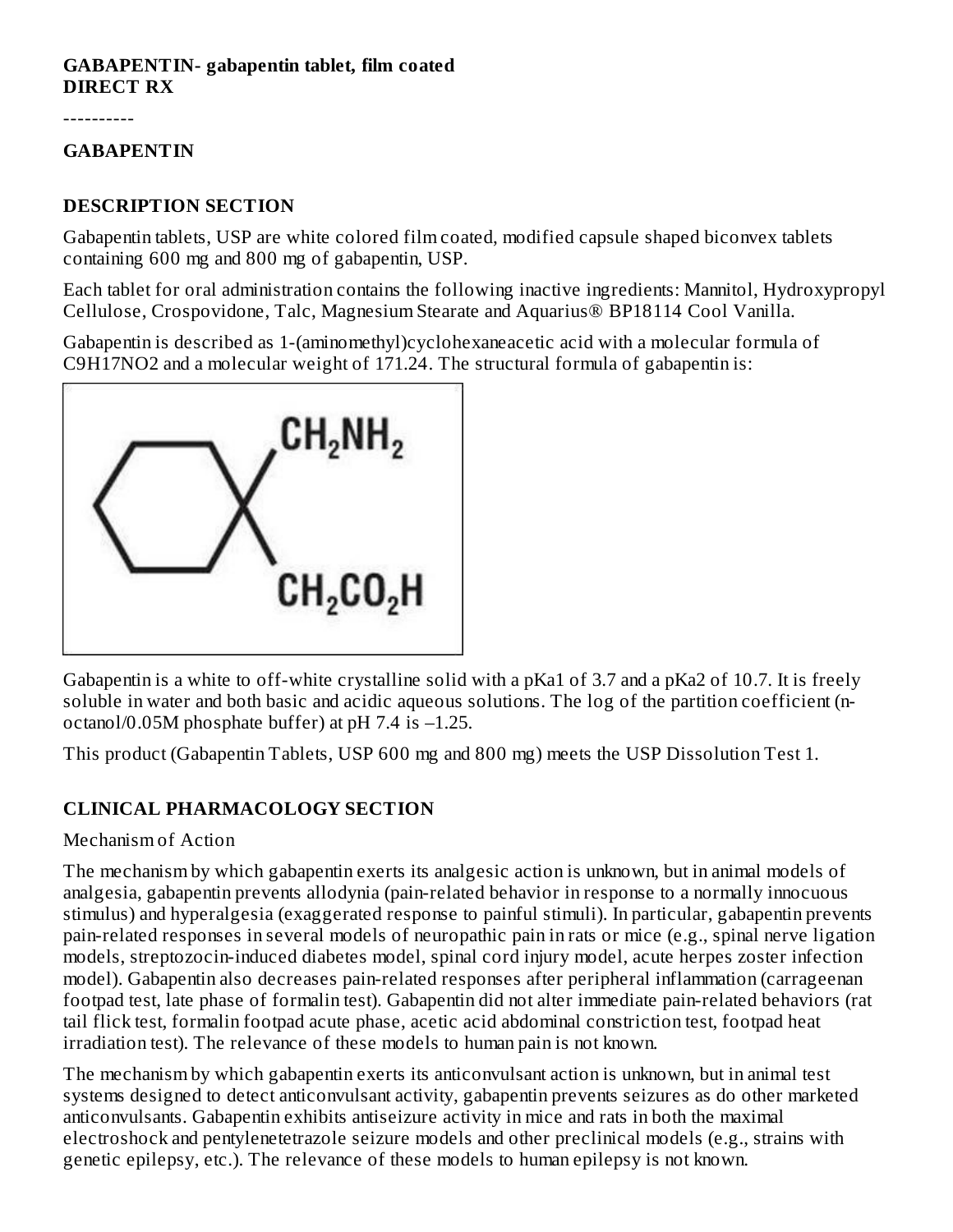**GABAPENTIN- gabapentin tablet, film coated**
**DIRECT RX**

----------

**GABAPENTIN**

## DESCRIPTION SECTION

Gabapentin tablets, USP are white colored film coated, modified capsule shaped biconvex tablets containing 600 mg and 800 mg of gabapentin, USP.

Each tablet for oral administration contains the following inactive ingredients: Mannitol, Hydroxypropyl Cellulose, Crospovidone, Talc, Magnesium Stearate and Aquarius® BP18114 Cool Vanilla.

Gabapentin is described as 1-(aminomethyl)cyclohexaneacetic acid with a molecular formula of $C_9H_{17}NO_2$ and a molecular weight of 171.24. The structural formula of gabapentin is:

Gabapentin is a white to off-white crystalline solid with a pKa1 of 3.7 and a pKa2 of 10.7. It is freely soluble in water and both basic and acidic aqueous solutions. The log of the partition coefficient (n-octanol/0.05M phosphate buffer) at pH 7.4 is –1.25.

This product (Gabapentin Tablets, USP 600 mg and 800 mg) meets the USP Dissolution Test 1.

## CLINICAL PHARMACOLOGY SECTION

Mechanism of Action

The mechanism by which gabapentin exerts its analgesic action is unknown, but in animal models of analgesia, gabapentin prevents allodynia (pain-related behavior in response to a normally innocuous stimulus) and hyperalgesia (exaggerated response to painful stimuli). In particular, gabapentin prevents pain-related responses in several models of neuropathic pain in rats or mice (e.g., spinal nerve ligation models, streptozocin-induced diabetes model, spinal cord injury model, acute herpes zoster infection model). Gabapentin also decreases pain-related responses after peripheral inflammation (carrageenan footpad test, late phase of formalin test). Gabapentin did not alter immediate pain-related behaviors (rat tail flick test, formalin footpad acute phase, acetic acid abdominal constriction test, footpad heat irradiation test). The relevance of these models to human pain is not known.

The mechanism by which gabapentin exerts its anticonvulsant action is unknown, but in animal test systems designed to detect anticonvulsant activity, gabapentin prevents seizures as do other marketed anticonvulsants. Gabapentin exhibits antiseizure activity in mice and rats in both the maximal electroshock and pentylenetetrazole seizure models and other preclinical models (e.g., strains with genetic epilepsy, etc.). The relevance of these models to human epilepsy is not known.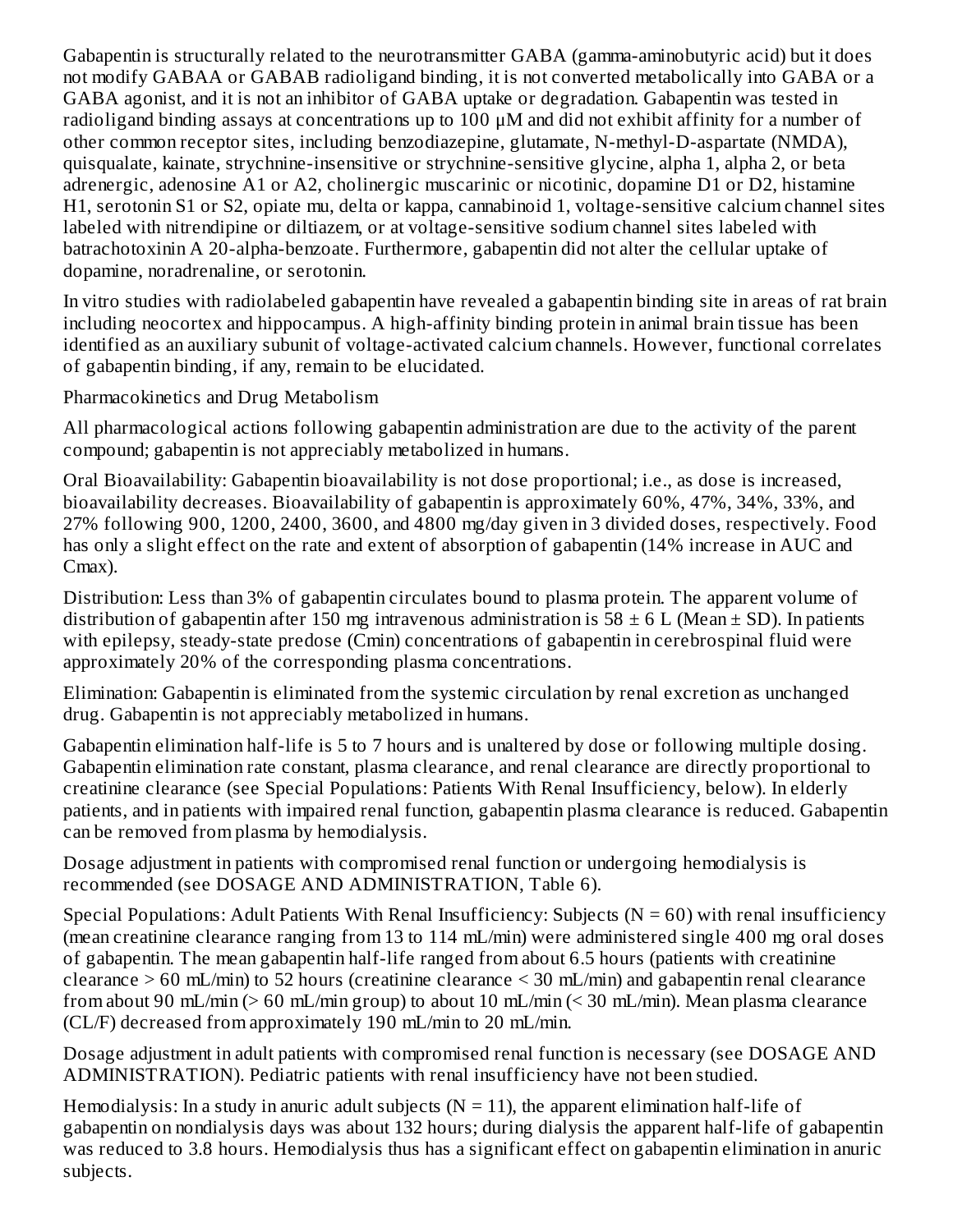Gabapentin is structurally related to the neurotransmitter GABA (gamma-aminobutyric acid) but it does not modify GABAA or GABAB radioligand binding, it is not converted metabolically into GABA or a GABA agonist, and it is not an inhibitor of GABA uptake or degradation. Gabapentin was tested in radioligand binding assays at concentrations up to 100 µM and did not exhibit affinity for a number of other common receptor sites, including benzodiazepine, glutamate, N-methyl-D-aspartate (NMDA), quisqualate, kainate, strychnine-insensitive or strychnine-sensitive glycine, alpha 1, alpha 2, or beta adrenergic, adenosine A1 or A2, cholinergic muscarinic or nicotinic, dopamine D1 or D2, histamine H1, serotonin S1 or S2, opiate mu, delta or kappa, cannabinoid 1, voltage-sensitive calcium channel sites labeled with nitrendipine or diltiazem, or at voltage-sensitive sodium channel sites labeled with batrachotoxinin A 20-alpha-benzoate. Furthermore, gabapentin did not alter the cellular uptake of dopamine, noradrenaline, or serotonin.

In vitro studies with radiolabeled gabapentin have revealed a gabapentin binding site in areas of rat brain including neocortex and hippocampus. A high-affinity binding protein in animal brain tissue has been identified as an auxiliary subunit of voltage-activated calcium channels. However, functional correlates of gabapentin binding, if any, remain to be elucidated.

Pharmacokinetics and Drug Metabolism

All pharmacological actions following gabapentin administration are due to the activity of the parent compound; gabapentin is not appreciably metabolized in humans.

Oral Bioavailability: Gabapentin bioavailability is not dose proportional; i.e., as dose is increased, bioavailability decreases. Bioavailability of gabapentin is approximately 60%, 47%, 34%, 33%, and 27% following 900, 1200, 2400, 3600, and 4800 mg/day given in 3 divided doses, respectively. Food has only a slight effect on the rate and extent of absorption of gabapentin (14% increase in AUC and Cmax).

Distribution: Less than 3% of gabapentin circulates bound to plasma protein. The apparent volume of distribution of gabapentin after 150 mg intravenous administration is 58 ± 6 L (Mean ± SD). In patients with epilepsy, steady-state predose (Cmin) concentrations of gabapentin in cerebrospinal fluid were approximately 20% of the corresponding plasma concentrations.

Elimination: Gabapentin is eliminated from the systemic circulation by renal excretion as unchanged drug. Gabapentin is not appreciably metabolized in humans.

Gabapentin elimination half-life is 5 to 7 hours and is unaltered by dose or following multiple dosing. Gabapentin elimination rate constant, plasma clearance, and renal clearance are directly proportional to creatinine clearance (see Special Populations: Patients With Renal Insufficiency, below). In elderly patients, and in patients with impaired renal function, gabapentin plasma clearance is reduced. Gabapentin can be removed from plasma by hemodialysis.

Dosage adjustment in patients with compromised renal function or undergoing hemodialysis is recommended (see DOSAGE AND ADMINISTRATION, Table 6).

Special Populations: Adult Patients With Renal Insufficiency: Subjects (N = 60) with renal insufficiency (mean creatinine clearance ranging from 13 to 114 mL/min) were administered single 400 mg oral doses of gabapentin. The mean gabapentin half-life ranged from about 6.5 hours (patients with creatinine clearance > 60 mL/min) to 52 hours (creatinine clearance < 30 mL/min) and gabapentin renal clearance from about 90 mL/min (> 60 mL/min group) to about 10 mL/min (< 30 mL/min). Mean plasma clearance (CL/F) decreased from approximately 190 mL/min to 20 mL/min.

Dosage adjustment in adult patients with compromised renal function is necessary (see DOSAGE AND ADMINISTRATION). Pediatric patients with renal insufficiency have not been studied.

Hemodialysis: In a study in anuric adult subjects (N = 11), the apparent elimination half-life of gabapentin on nondialysis days was about 132 hours; during dialysis the apparent half-life of gabapentin was reduced to 3.8 hours. Hemodialysis thus has a significant effect on gabapentin elimination in anuric subjects.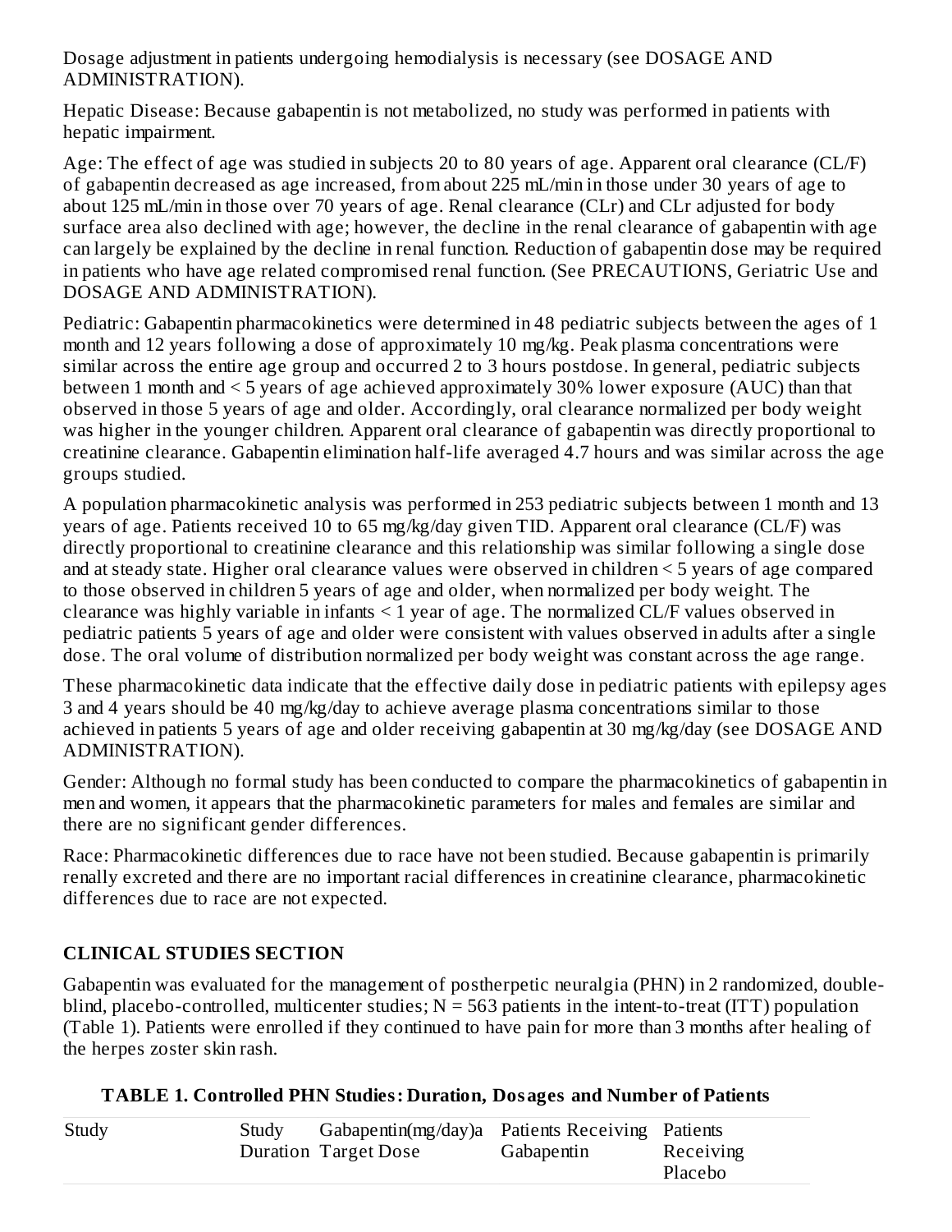Dosage adjustment in patients undergoing hemodialysis is necessary (see DOSAGE AND ADMINISTRATION).

Hepatic Disease: Because gabapentin is not metabolized, no study was performed in patients with hepatic impairment.

Age: The effect of age was studied in subjects 20 to 80 years of age. Apparent oral clearance (CL/F) of gabapentin decreased as age increased, from about 225 mL/min in those under 30 years of age to about 125 mL/min in those over 70 years of age. Renal clearance (CLr) and CLr adjusted for body surface area also declined with age; however, the decline in the renal clearance of gabapentin with age can largely be explained by the decline in renal function. Reduction of gabapentin dose may be required in patients who have age related compromised renal function. (See PRECAUTIONS, Geriatric Use and DOSAGE AND ADMINISTRATION).

Pediatric: Gabapentin pharmacokinetics were determined in 48 pediatric subjects between the ages of 1 month and 12 years following a dose of approximately 10 mg/kg. Peak plasma concentrations were similar across the entire age group and occurred 2 to 3 hours postdose. In general, pediatric subjects between 1 month and < 5 years of age achieved approximately 30% lower exposure (AUC) than that observed in those 5 years of age and older. Accordingly, oral clearance normalized per body weight was higher in the younger children. Apparent oral clearance of gabapentin was directly proportional to creatinine clearance. Gabapentin elimination half-life averaged 4.7 hours and was similar across the age groups studied.

A population pharmacokinetic analysis was performed in 253 pediatric subjects between 1 month and 13 years of age. Patients received 10 to 65 mg/kg/day given TID. Apparent oral clearance (CL/F) was directly proportional to creatinine clearance and this relationship was similar following a single dose and at steady state. Higher oral clearance values were observed in children < 5 years of age compared to those observed in children 5 years of age and older, when normalized per body weight. The clearance was highly variable in infants < 1 year of age. The normalized CL/F values observed in pediatric patients 5 years of age and older were consistent with values observed in adults after a single dose. The oral volume of distribution normalized per body weight was constant across the age range.

These pharmacokinetic data indicate that the effective daily dose in pediatric patients with epilepsy ages 3 and 4 years should be 40 mg/kg/day to achieve average plasma concentrations similar to those achieved in patients 5 years of age and older receiving gabapentin at 30 mg/kg/day (see DOSAGE AND ADMINISTRATION).

Gender: Although no formal study has been conducted to compare the pharmacokinetics of gabapentin in men and women, it appears that the pharmacokinetic parameters for males and females are similar and there are no significant gender differences.

Race: Pharmacokinetic differences due to race have not been studied. Because gabapentin is primarily renally excreted and there are no important racial differences in creatinine clearance, pharmacokinetic differences due to race are not expected.

## CLINICAL STUDIES SECTION

Gabapentin was evaluated for the management of postherpetic neuralgia (PHN) in 2 randomized, double-blind, placebo-controlled, multicenter studies; N = 563 patients in the intent-to-treat (ITT) population (Table 1). Patients were enrolled if they continued to have pain for more than 3 months after healing of the herpes zoster skin rash.

**TABLE 1. Controlled PHN Studies: Duration, Dosages and Number of Patients**

| Study | Study Duration | Gabapentin(mg/day)a Target Dose | Patients Receiving Gabapentin | Patients Receiving Placebo |
|---|---|---|---|---|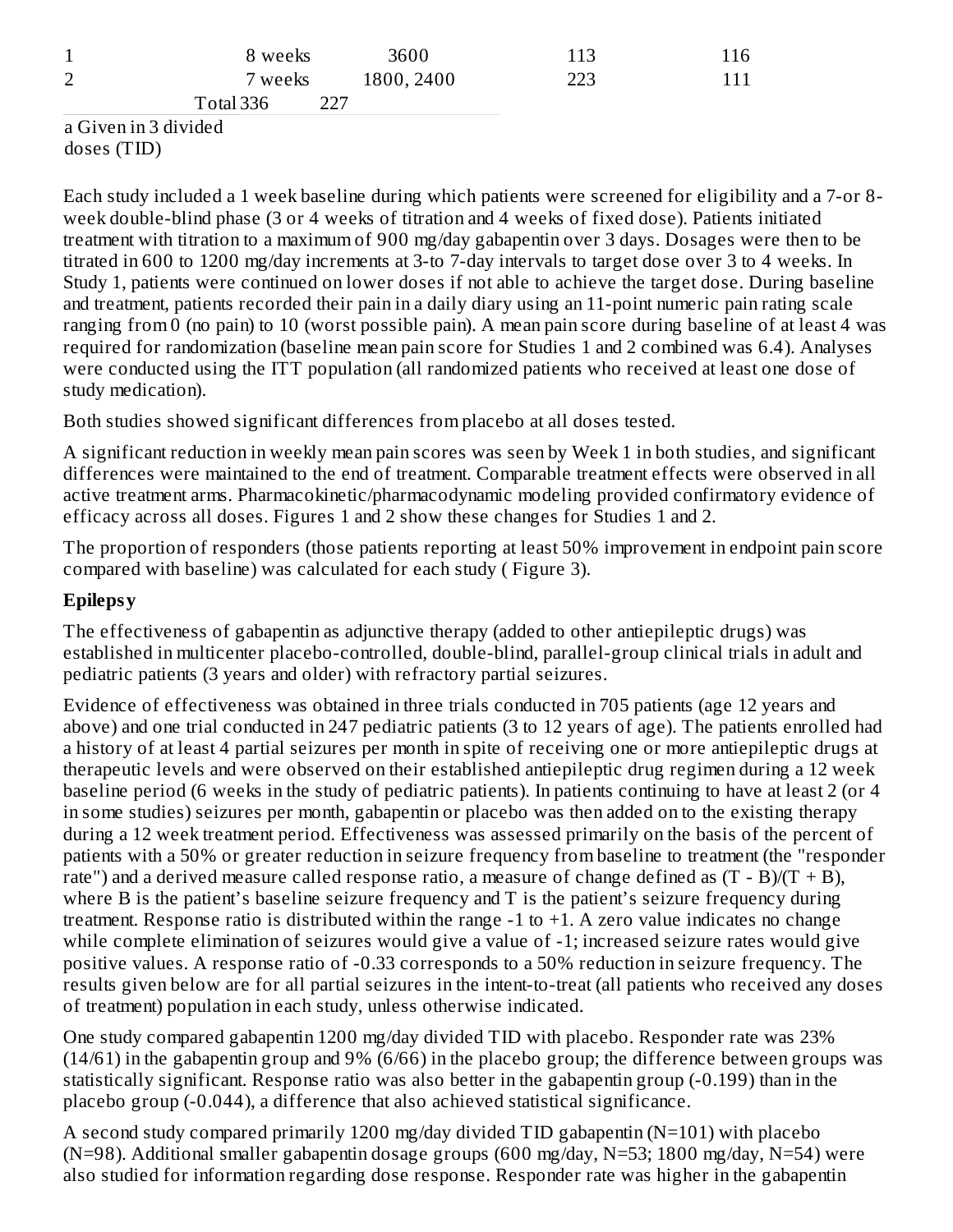| | | | | |
|---|---|---|---|---|
| 1 | 8 weeks | 3600 | 113 | 116 |
| 2 | 7 weeks | 1800, 2400 | 223 | 111 |
| | | Total | 336 | 227 |

a Given in 3 divided doses (TID)

Each study included a 1 week baseline during which patients were screened for eligibility and a 7-or 8-week double-blind phase (3 or 4 weeks of titration and 4 weeks of fixed dose). Patients initiated treatment with titration to a maximum of 900 mg/day gabapentin over 3 days. Dosages were then to be titrated in 600 to 1200 mg/day increments at 3-to 7-day intervals to target dose over 3 to 4 weeks. In Study 1, patients were continued on lower doses if not able to achieve the target dose. During baseline and treatment, patients recorded their pain in a daily diary using an 11-point numeric pain rating scale ranging from 0 (no pain) to 10 (worst possible pain). A mean pain score during baseline of at least 4 was required for randomization (baseline mean pain score for Studies 1 and 2 combined was 6.4). Analyses were conducted using the ITT population (all randomized patients who received at least one dose of study medication).

Both studies showed significant differences from placebo at all doses tested.

A significant reduction in weekly mean pain scores was seen by Week 1 in both studies, and significant differences were maintained to the end of treatment. Comparable treatment effects were observed in all active treatment arms. Pharmacokinetic/pharmacodynamic modeling provided confirmatory evidence of efficacy across all doses. Figures 1 and 2 show these changes for Studies 1 and 2.

The proportion of responders (those patients reporting at least 50% improvement in endpoint pain score compared with baseline) was calculated for each study ( Figure 3).

**Epilepsy**

The effectiveness of gabapentin as adjunctive therapy (added to other antiepileptic drugs) was established in multicenter placebo-controlled, double-blind, parallel-group clinical trials in adult and pediatric patients (3 years and older) with refractory partial seizures.

Evidence of effectiveness was obtained in three trials conducted in 705 patients (age 12 years and above) and one trial conducted in 247 pediatric patients (3 to 12 years of age). The patients enrolled had a history of at least 4 partial seizures per month in spite of receiving one or more antiepileptic drugs at therapeutic levels and were observed on their established antiepileptic drug regimen during a 12 week baseline period (6 weeks in the study of pediatric patients). In patients continuing to have at least 2 (or 4 in some studies) seizures per month, gabapentin or placebo was then added on to the existing therapy during a 12 week treatment period. Effectiveness was assessed primarily on the basis of the percent of patients with a 50% or greater reduction in seizure frequency from baseline to treatment (the "responder rate") and a derived measure called response ratio, a measure of change defined as $(T - B)/(T + B)$, where B is the patient's baseline seizure frequency and T is the patient's seizure frequency during treatment. Response ratio is distributed within the range -1 to +1. A zero value indicates no change while complete elimination of seizures would give a value of -1; increased seizure rates would give positive values. A response ratio of -0.33 corresponds to a 50% reduction in seizure frequency. The results given below are for all partial seizures in the intent-to-treat (all patients who received any doses of treatment) population in each study, unless otherwise indicated.

One study compared gabapentin 1200 mg/day divided TID with placebo. Responder rate was 23% (14/61) in the gabapentin group and 9% (6/66) in the placebo group; the difference between groups was statistically significant. Response ratio was also better in the gabapentin group (-0.199) than in the placebo group (-0.044), a difference that also achieved statistical significance.

A second study compared primarily 1200 mg/day divided TID gabapentin (N=101) with placebo (N=98). Additional smaller gabapentin dosage groups (600 mg/day, N=53; 1800 mg/day, N=54) were also studied for information regarding dose response. Responder rate was higher in the gabapentin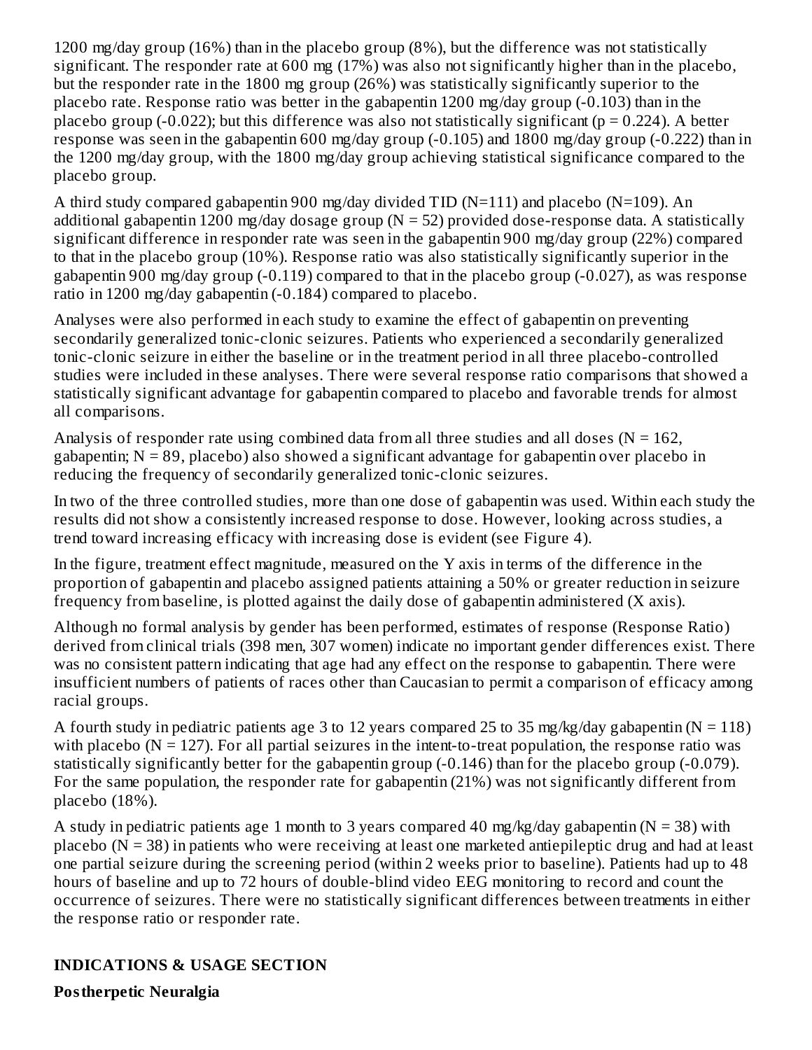1200 mg/day group (16%) than in the placebo group (8%), but the difference was not statistically significant. The responder rate at 600 mg (17%) was also not significantly higher than in the placebo, but the responder rate in the 1800 mg group (26%) was statistically significantly superior to the placebo rate. Response ratio was better in the gabapentin 1200 mg/day group (-0.103) than in the placebo group (-0.022); but this difference was also not statistically significant ($p = 0.224$). A better response was seen in the gabapentin 600 mg/day group (-0.105) and 1800 mg/day group (-0.222) than in the 1200 mg/day group, with the 1800 mg/day group achieving statistical significance compared to the placebo group.

A third study compared gabapentin 900 mg/day divided TID (N=111) and placebo (N=109). An additional gabapentin 1200 mg/day dosage group (N = 52) provided dose-response data. A statistically significant difference in responder rate was seen in the gabapentin 900 mg/day group (22%) compared to that in the placebo group (10%). Response ratio was also statistically significantly superior in the gabapentin 900 mg/day group (-0.119) compared to that in the placebo group (-0.027), as was response ratio in 1200 mg/day gabapentin (-0.184) compared to placebo.

Analyses were also performed in each study to examine the effect of gabapentin on preventing secondarily generalized tonic-clonic seizures. Patients who experienced a secondarily generalized tonic-clonic seizure in either the baseline or in the treatment period in all three placebo-controlled studies were included in these analyses. There were several response ratio comparisons that showed a statistically significant advantage for gabapentin compared to placebo and favorable trends for almost all comparisons.

Analysis of responder rate using combined data from all three studies and all doses (N = 162, gabapentin; N = 89, placebo) also showed a significant advantage for gabapentin over placebo in reducing the frequency of secondarily generalized tonic-clonic seizures.

In two of the three controlled studies, more than one dose of gabapentin was used. Within each study the results did not show a consistently increased response to dose. However, looking across studies, a trend toward increasing efficacy with increasing dose is evident (see Figure 4).

In the figure, treatment effect magnitude, measured on the Y axis in terms of the difference in the proportion of gabapentin and placebo assigned patients attaining a 50% or greater reduction in seizure frequency from baseline, is plotted against the daily dose of gabapentin administered (X axis).

Although no formal analysis by gender has been performed, estimates of response (Response Ratio) derived from clinical trials (398 men, 307 women) indicate no important gender differences exist. There was no consistent pattern indicating that age had any effect on the response to gabapentin. There were insufficient numbers of patients of races other than Caucasian to permit a comparison of efficacy among racial groups.

A fourth study in pediatric patients age 3 to 12 years compared 25 to 35 mg/kg/day gabapentin (N = 118) with placebo (N = 127). For all partial seizures in the intent-to-treat population, the response ratio was statistically significantly better for the gabapentin group (-0.146) than for the placebo group (-0.079). For the same population, the responder rate for gabapentin (21%) was not significantly different from placebo (18%).

A study in pediatric patients age 1 month to 3 years compared 40 mg/kg/day gabapentin (N = 38) with placebo (N = 38) in patients who were receiving at least one marketed antiepileptic drug and had at least one partial seizure during the screening period (within 2 weeks prior to baseline). Patients had up to 48 hours of baseline and up to 72 hours of double-blind video EEG monitoring to record and count the occurrence of seizures. There were no statistically significant differences between treatments in either the response ratio or responder rate.

## INDICATIONS & USAGE SECTION

### Postherpetic Neuralgia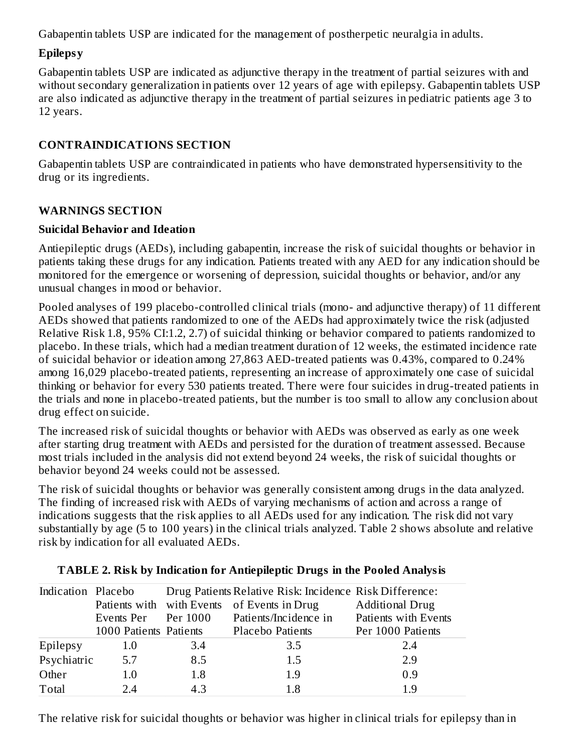Gabapentin tablets USP are indicated for the management of postherpetic neuralgia in adults.

### Epilepsy

Gabapentin tablets USP are indicated as adjunctive therapy in the treatment of partial seizures with and without secondary generalization in patients over 12 years of age with epilepsy. Gabapentin tablets USP are also indicated as adjunctive therapy in the treatment of partial seizures in pediatric patients age 3 to 12 years.

## CONTRAINDICATIONS SECTION

Gabapentin tablets USP are contraindicated in patients who have demonstrated hypersensitivity to the drug or its ingredients.

## WARNINGS SECTION

### Suicidal Behavior and Ideation

Antiepileptic drugs (AEDs), including gabapentin, increase the risk of suicidal thoughts or behavior in patients taking these drugs for any indication. Patients treated with any AED for any indication should be monitored for the emergence or worsening of depression, suicidal thoughts or behavior, and/or any unusual changes in mood or behavior.

Pooled analyses of 199 placebo-controlled clinical trials (mono- and adjunctive therapy) of 11 different AEDs showed that patients randomized to one of the AEDs had approximately twice the risk (adjusted Relative Risk 1.8, 95% CI:1.2, 2.7) of suicidal thinking or behavior compared to patients randomized to placebo. In these trials, which had a median treatment duration of 12 weeks, the estimated incidence rate of suicidal behavior or ideation among 27,863 AED-treated patients was 0.43%, compared to 0.24% among 16,029 placebo-treated patients, representing an increase of approximately one case of suicidal thinking or behavior for every 530 patients treated. There were four suicides in drug-treated patients in the trials and none in placebo-treated patients, but the number is too small to allow any conclusion about drug effect on suicide.

The increased risk of suicidal thoughts or behavior with AEDs was observed as early as one week after starting drug treatment with AEDs and persisted for the duration of treatment assessed. Because most trials included in the analysis did not extend beyond 24 weeks, the risk of suicidal thoughts or behavior beyond 24 weeks could not be assessed.

The risk of suicidal thoughts or behavior was generally consistent among drugs in the data analyzed. The finding of increased risk with AEDs of varying mechanisms of action and across a range of indications suggests that the risk applies to all AEDs used for any indication. The risk did not vary substantially by age (5 to 100 years) in the clinical trials analyzed. Table 2 shows absolute and relative risk by indication for all evaluated AEDs.

**TABLE 2. Risk by Indication for Antiepileptic Drugs in the Pooled Analysis**

| Indication | Placebo Patients with Events Per 1000 Patients | Drug Patients with Events Per 1000 Patients | Relative Risk: Incidence of Events in Drug Patients/Incidence in Placebo Patients | Risk Difference: Additional Drug Patients with Events Per 1000 Patients |
|---|---|---|---|---|
| Epilepsy | 1.0 | 3.4 | 3.5 | 2.4 |
| Psychiatric | 5.7 | 8.5 | 1.5 | 2.9 |
| Other | 1.0 | 1.8 | 1.9 | 0.9 |
| Total | 2.4 | 4.3 | 1.8 | 1.9 |

The relative risk for suicidal thoughts or behavior was higher in clinical trials for epilepsy than in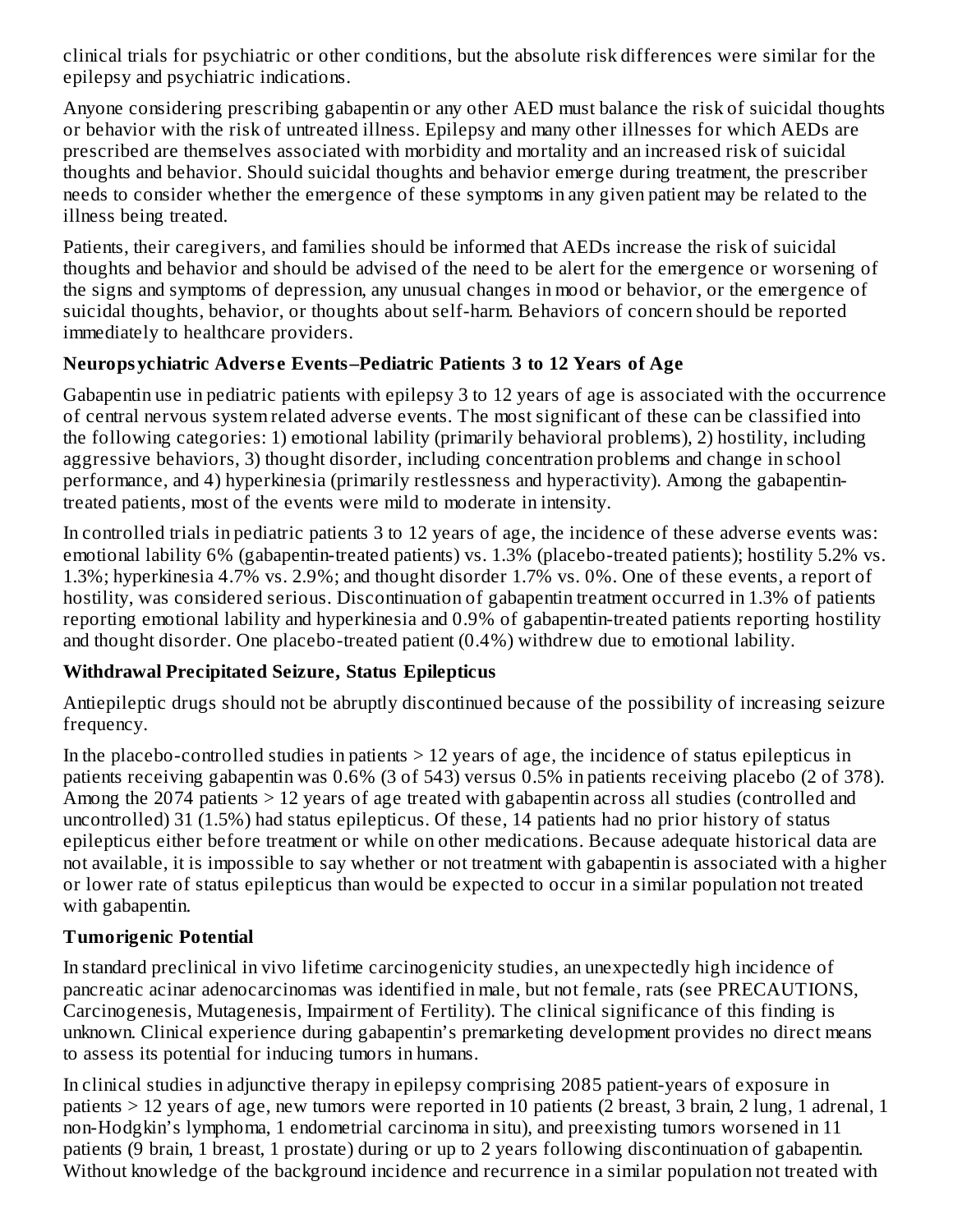clinical trials for psychiatric or other conditions, but the absolute risk differences were similar for the epilepsy and psychiatric indications.

Anyone considering prescribing gabapentin or any other AED must balance the risk of suicidal thoughts or behavior with the risk of untreated illness. Epilepsy and many other illnesses for which AEDs are prescribed are themselves associated with morbidity and mortality and an increased risk of suicidal thoughts and behavior. Should suicidal thoughts and behavior emerge during treatment, the prescriber needs to consider whether the emergence of these symptoms in any given patient may be related to the illness being treated.

Patients, their caregivers, and families should be informed that AEDs increase the risk of suicidal thoughts and behavior and should be advised of the need to be alert for the emergence or worsening of the signs and symptoms of depression, any unusual changes in mood or behavior, or the emergence of suicidal thoughts, behavior, or thoughts about self-harm. Behaviors of concern should be reported immediately to healthcare providers.

**Neuropsychiatric Adverse Events–Pediatric Patients 3 to 12 Years of Age**

Gabapentin use in pediatric patients with epilepsy 3 to 12 years of age is associated with the occurrence of central nervous system related adverse events. The most significant of these can be classified into the following categories: 1) emotional lability (primarily behavioral problems), 2) hostility, including aggressive behaviors, 3) thought disorder, including concentration problems and change in school performance, and 4) hyperkinesia (primarily restlessness and hyperactivity). Among the gabapentin-treated patients, most of the events were mild to moderate in intensity.

In controlled trials in pediatric patients 3 to 12 years of age, the incidence of these adverse events was: emotional lability 6% (gabapentin-treated patients) vs. 1.3% (placebo-treated patients); hostility 5.2% vs. 1.3%; hyperkinesia 4.7% vs. 2.9%; and thought disorder 1.7% vs. 0%. One of these events, a report of hostility, was considered serious. Discontinuation of gabapentin treatment occurred in 1.3% of patients reporting emotional lability and hyperkinesia and 0.9% of gabapentin-treated patients reporting hostility and thought disorder. One placebo-treated patient (0.4%) withdrew due to emotional lability.

**Withdrawal Precipitated Seizure, Status Epilepticus**

Antiepileptic drugs should not be abruptly discontinued because of the possibility of increasing seizure frequency.

In the placebo-controlled studies in patients > 12 years of age, the incidence of status epilepticus in patients receiving gabapentin was 0.6% (3 of 543) versus 0.5% in patients receiving placebo (2 of 378). Among the 2074 patients > 12 years of age treated with gabapentin across all studies (controlled and uncontrolled) 31 (1.5%) had status epilepticus. Of these, 14 patients had no prior history of status epilepticus either before treatment or while on other medications. Because adequate historical data are not available, it is impossible to say whether or not treatment with gabapentin is associated with a higher or lower rate of status epilepticus than would be expected to occur in a similar population not treated with gabapentin.

**Tumorigenic Potential**

In standard preclinical in vivo lifetime carcinogenicity studies, an unexpectedly high incidence of pancreatic acinar adenocarcinomas was identified in male, but not female, rats (see PRECAUTIONS, Carcinogenesis, Mutagenesis, Impairment of Fertility). The clinical significance of this finding is unknown. Clinical experience during gabapentin's premarketing development provides no direct means to assess its potential for inducing tumors in humans.

In clinical studies in adjunctive therapy in epilepsy comprising 2085 patient-years of exposure in patients > 12 years of age, new tumors were reported in 10 patients (2 breast, 3 brain, 2 lung, 1 adrenal, 1 non-Hodgkin's lymphoma, 1 endometrial carcinoma in situ), and preexisting tumors worsened in 11 patients (9 brain, 1 breast, 1 prostate) during or up to 2 years following discontinuation of gabapentin. Without knowledge of the background incidence and recurrence in a similar population not treated with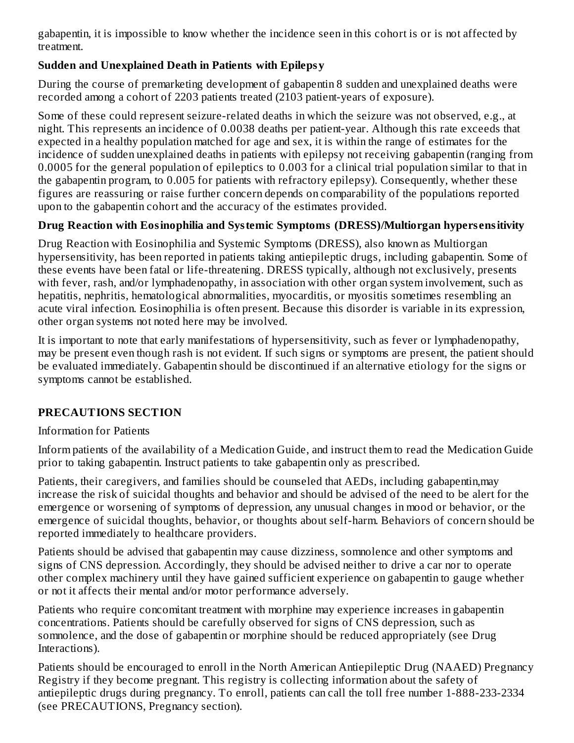gabapentin, it is impossible to know whether the incidence seen in this cohort is or is not affected by treatment.

### Sudden and Unexplained Death in Patients with Epilepsy

During the course of premarketing development of gabapentin 8 sudden and unexplained deaths were recorded among a cohort of 2203 patients treated (2103 patient-years of exposure).

Some of these could represent seizure-related deaths in which the seizure was not observed, e.g., at night. This represents an incidence of 0.0038 deaths per patient-year. Although this rate exceeds that expected in a healthy population matched for age and sex, it is within the range of estimates for the incidence of sudden unexplained deaths in patients with epilepsy not receiving gabapentin (ranging from 0.0005 for the general population of epileptics to 0.003 for a clinical trial population similar to that in the gabapentin program, to 0.005 for patients with refractory epilepsy). Consequently, whether these figures are reassuring or raise further concern depends on comparability of the populations reported upon to the gabapentin cohort and the accuracy of the estimates provided.

### Drug Reaction with Eosinophilia and Systemic Symptoms (DRESS)/Multiorgan hypersensitivity

Drug Reaction with Eosinophilia and Systemic Symptoms (DRESS), also known as Multiorgan hypersensitivity, has been reported in patients taking antiepileptic drugs, including gabapentin. Some of these events have been fatal or life-threatening. DRESS typically, although not exclusively, presents with fever, rash, and/or lymphadenopathy, in association with other organ system involvement, such as hepatitis, nephritis, hematological abnormalities, myocarditis, or myositis sometimes resembling an acute viral infection. Eosinophilia is often present. Because this disorder is variable in its expression, other organ systems not noted here may be involved.

It is important to note that early manifestations of hypersensitivity, such as fever or lymphadenopathy, may be present even though rash is not evident. If such signs or symptoms are present, the patient should be evaluated immediately. Gabapentin should be discontinued if an alternative etiology for the signs or symptoms cannot be established.

## PRECAUTIONS SECTION

Information for Patients

Inform patients of the availability of a Medication Guide, and instruct them to read the Medication Guide prior to taking gabapentin. Instruct patients to take gabapentin only as prescribed.

Patients, their caregivers, and families should be counseled that AEDs, including gabapentin,may increase the risk of suicidal thoughts and behavior and should be advised of the need to be alert for the emergence or worsening of symptoms of depression, any unusual changes in mood or behavior, or the emergence of suicidal thoughts, behavior, or thoughts about self-harm. Behaviors of concern should be reported immediately to healthcare providers.

Patients should be advised that gabapentin may cause dizziness, somnolence and other symptoms and signs of CNS depression. Accordingly, they should be advised neither to drive a car nor to operate other complex machinery until they have gained sufficient experience on gabapentin to gauge whether or not it affects their mental and/or motor performance adversely.

Patients who require concomitant treatment with morphine may experience increases in gabapentin concentrations. Patients should be carefully observed for signs of CNS depression, such as somnolence, and the dose of gabapentin or morphine should be reduced appropriately (see Drug Interactions).

Patients should be encouraged to enroll in the North American Antiepileptic Drug (NAAED) Pregnancy Registry if they become pregnant. This registry is collecting information about the safety of antiepileptic drugs during pregnancy. To enroll, patients can call the toll free number 1-888-233-2334 (see PRECAUTIONS, Pregnancy section).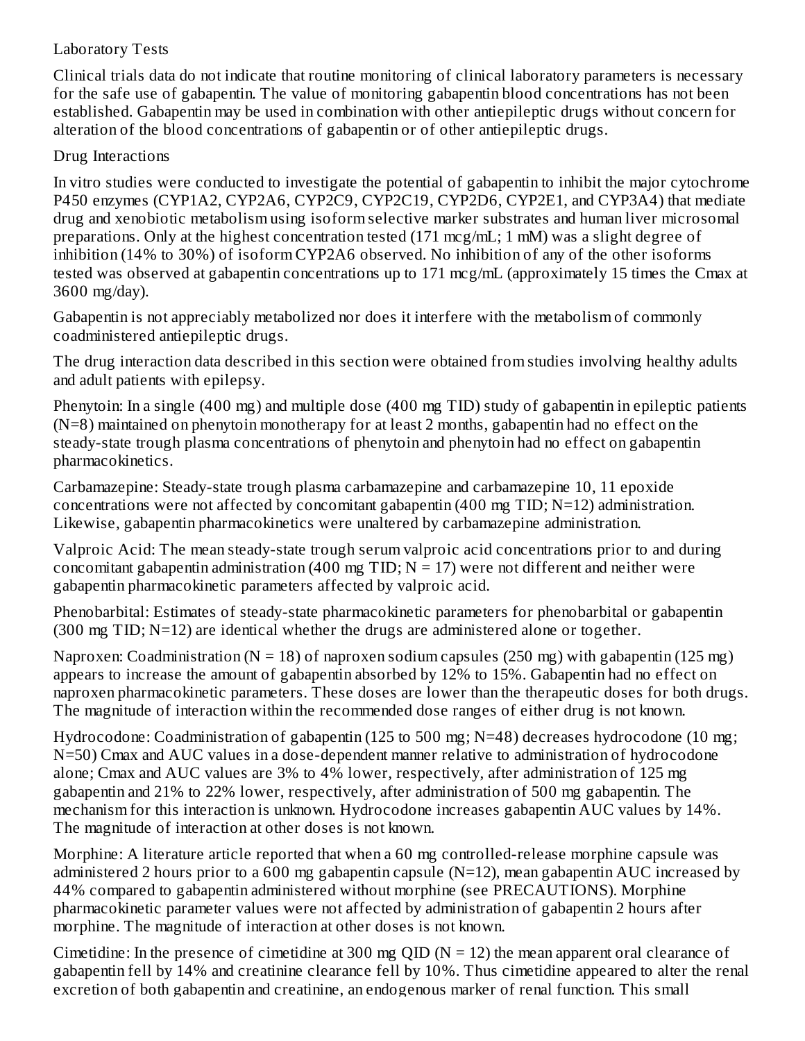## Laboratory Tests

Clinical trials data do not indicate that routine monitoring of clinical laboratory parameters is necessary for the safe use of gabapentin. The value of monitoring gabapentin blood concentrations has not been established. Gabapentin may be used in combination with other antiepileptic drugs without concern for alteration of the blood concentrations of gabapentin or of other antiepileptic drugs.

## Drug Interactions

In vitro studies were conducted to investigate the potential of gabapentin to inhibit the major cytochrome P450 enzymes (CYP1A2, CYP2A6, CYP2C9, CYP2C19, CYP2D6, CYP2E1, and CYP3A4) that mediate drug and xenobiotic metabolism using isoform selective marker substrates and human liver microsomal preparations. Only at the highest concentration tested (171 mcg/mL; 1 mM) was a slight degree of inhibition (14% to 30%) of isoform CYP2A6 observed. No inhibition of any of the other isoforms tested was observed at gabapentin concentrations up to 171 mcg/mL (approximately 15 times the Cmax at 3600 mg/day).

Gabapentin is not appreciably metabolized nor does it interfere with the metabolism of commonly coadministered antiepileptic drugs.

The drug interaction data described in this section were obtained from studies involving healthy adults and adult patients with epilepsy.

Phenytoin: In a single (400 mg) and multiple dose (400 mg TID) study of gabapentin in epileptic patients (N=8) maintained on phenytoin monotherapy for at least 2 months, gabapentin had no effect on the steady-state trough plasma concentrations of phenytoin and phenytoin had no effect on gabapentin pharmacokinetics.

Carbamazepine: Steady-state trough plasma carbamazepine and carbamazepine 10, 11 epoxide concentrations were not affected by concomitant gabapentin (400 mg TID; N=12) administration. Likewise, gabapentin pharmacokinetics were unaltered by carbamazepine administration.

Valproic Acid: The mean steady-state trough serum valproic acid concentrations prior to and during concomitant gabapentin administration (400 mg TID; N = 17) were not different and neither were gabapentin pharmacokinetic parameters affected by valproic acid.

Phenobarbital: Estimates of steady-state pharmacokinetic parameters for phenobarbital or gabapentin (300 mg TID; N=12) are identical whether the drugs are administered alone or together.

Naproxen: Coadministration (N = 18) of naproxen sodium capsules (250 mg) with gabapentin (125 mg) appears to increase the amount of gabapentin absorbed by 12% to 15%. Gabapentin had no effect on naproxen pharmacokinetic parameters. These doses are lower than the therapeutic doses for both drugs. The magnitude of interaction within the recommended dose ranges of either drug is not known.

Hydrocodone: Coadministration of gabapentin (125 to 500 mg; N=48) decreases hydrocodone (10 mg; N=50) Cmax and AUC values in a dose-dependent manner relative to administration of hydrocodone alone; Cmax and AUC values are 3% to 4% lower, respectively, after administration of 125 mg gabapentin and 21% to 22% lower, respectively, after administration of 500 mg gabapentin. The mechanism for this interaction is unknown. Hydrocodone increases gabapentin AUC values by 14%. The magnitude of interaction at other doses is not known.

Morphine: A literature article reported that when a 60 mg controlled-release morphine capsule was administered 2 hours prior to a 600 mg gabapentin capsule (N=12), mean gabapentin AUC increased by 44% compared to gabapentin administered without morphine (see PRECAUTIONS). Morphine pharmacokinetic parameter values were not affected by administration of gabapentin 2 hours after morphine. The magnitude of interaction at other doses is not known.

Cimetidine: In the presence of cimetidine at 300 mg QID (N = 12) the mean apparent oral clearance of gabapentin fell by 14% and creatinine clearance fell by 10%. Thus cimetidine appeared to alter the renal excretion of both gabapentin and creatinine, an endogenous marker of renal function. This small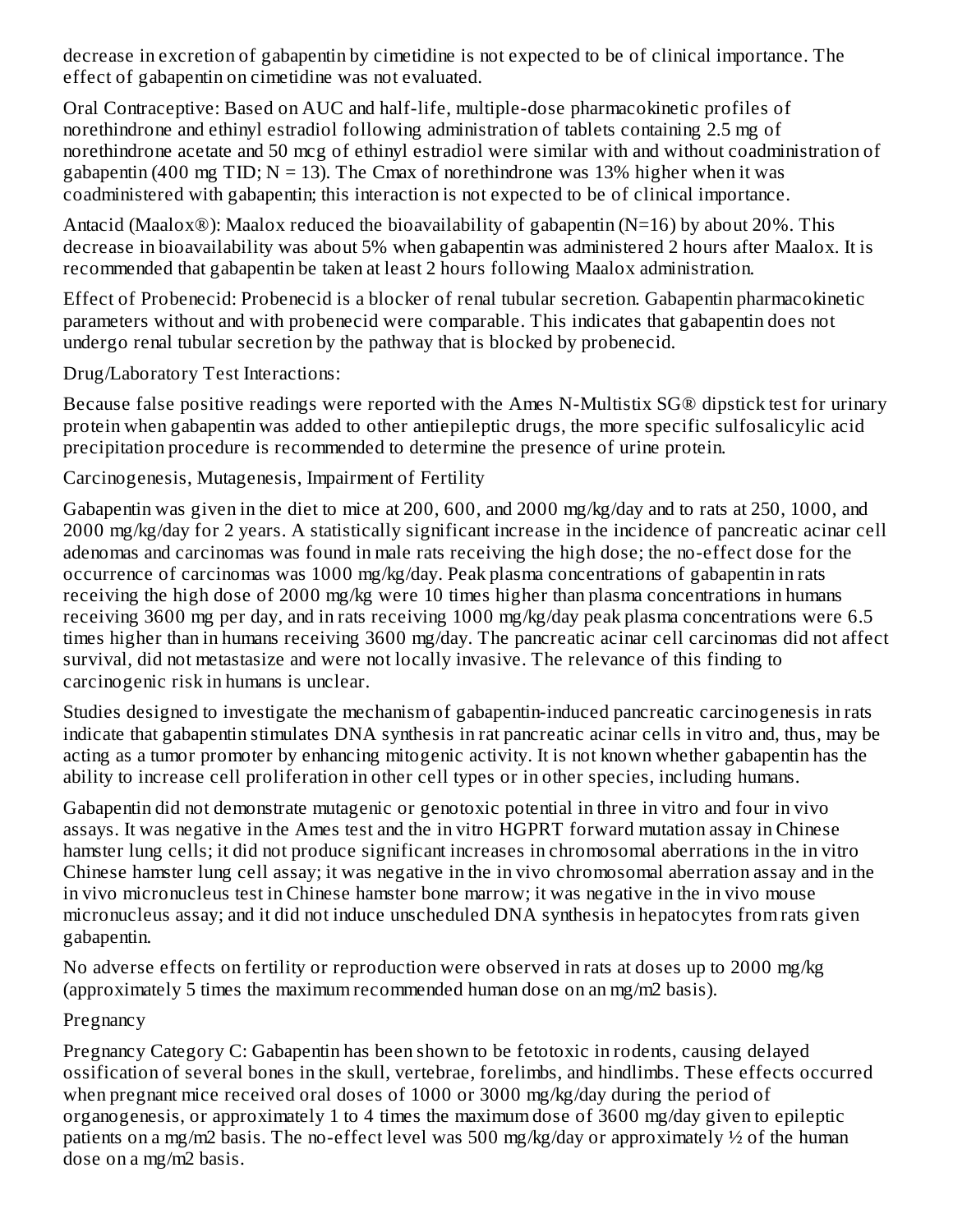decrease in excretion of gabapentin by cimetidine is not expected to be of clinical importance. The effect of gabapentin on cimetidine was not evaluated.

Oral Contraceptive: Based on AUC and half-life, multiple-dose pharmacokinetic profiles of norethindrone and ethinyl estradiol following administration of tablets containing 2.5 mg of norethindrone acetate and 50 mcg of ethinyl estradiol were similar with and without coadministration of gabapentin (400 mg TID; N = 13). The Cmax of norethindrone was 13% higher when it was coadministered with gabapentin; this interaction is not expected to be of clinical importance.

Antacid (Maalox®): Maalox reduced the bioavailability of gabapentin (N=16) by about 20%. This decrease in bioavailability was about 5% when gabapentin was administered 2 hours after Maalox. It is recommended that gabapentin be taken at least 2 hours following Maalox administration.

Effect of Probenecid: Probenecid is a blocker of renal tubular secretion. Gabapentin pharmacokinetic parameters without and with probenecid were comparable. This indicates that gabapentin does not undergo renal tubular secretion by the pathway that is blocked by probenecid.

Drug/Laboratory Test Interactions:

Because false positive readings were reported with the Ames N-Multistix SG® dipstick test for urinary protein when gabapentin was added to other antiepileptic drugs, the more specific sulfosalicylic acid precipitation procedure is recommended to determine the presence of urine protein.

Carcinogenesis, Mutagenesis, Impairment of Fertility

Gabapentin was given in the diet to mice at 200, 600, and 2000 mg/kg/day and to rats at 250, 1000, and 2000 mg/kg/day for 2 years. A statistically significant increase in the incidence of pancreatic acinar cell adenomas and carcinomas was found in male rats receiving the high dose; the no-effect dose for the occurrence of carcinomas was 1000 mg/kg/day. Peak plasma concentrations of gabapentin in rats receiving the high dose of 2000 mg/kg were 10 times higher than plasma concentrations in humans receiving 3600 mg per day, and in rats receiving 1000 mg/kg/day peak plasma concentrations were 6.5 times higher than in humans receiving 3600 mg/day. The pancreatic acinar cell carcinomas did not affect survival, did not metastasize and were not locally invasive. The relevance of this finding to carcinogenic risk in humans is unclear.

Studies designed to investigate the mechanism of gabapentin-induced pancreatic carcinogenesis in rats indicate that gabapentin stimulates DNA synthesis in rat pancreatic acinar cells in vitro and, thus, may be acting as a tumor promoter by enhancing mitogenic activity. It is not known whether gabapentin has the ability to increase cell proliferation in other cell types or in other species, including humans.

Gabapentin did not demonstrate mutagenic or genotoxic potential in three in vitro and four in vivo assays. It was negative in the Ames test and the in vitro HGPRT forward mutation assay in Chinese hamster lung cells; it did not produce significant increases in chromosomal aberrations in the in vitro Chinese hamster lung cell assay; it was negative in the in vivo chromosomal aberration assay and in the in vivo micronucleus test in Chinese hamster bone marrow; it was negative in the in vivo mouse micronucleus assay; and it did not induce unscheduled DNA synthesis in hepatocytes from rats given gabapentin.

No adverse effects on fertility or reproduction were observed in rats at doses up to 2000 mg/kg (approximately 5 times the maximum recommended human dose on an mg/m2 basis).

Pregnancy

Pregnancy Category C: Gabapentin has been shown to be fetotoxic in rodents, causing delayed ossification of several bones in the skull, vertebrae, forelimbs, and hindlimbs. These effects occurred when pregnant mice received oral doses of 1000 or 3000 mg/kg/day during the period of organogenesis, or approximately 1 to 4 times the maximum dose of 3600 mg/day given to epileptic patients on a mg/m2 basis. The no-effect level was 500 mg/kg/day or approximately ½ of the human dose on a mg/m2 basis.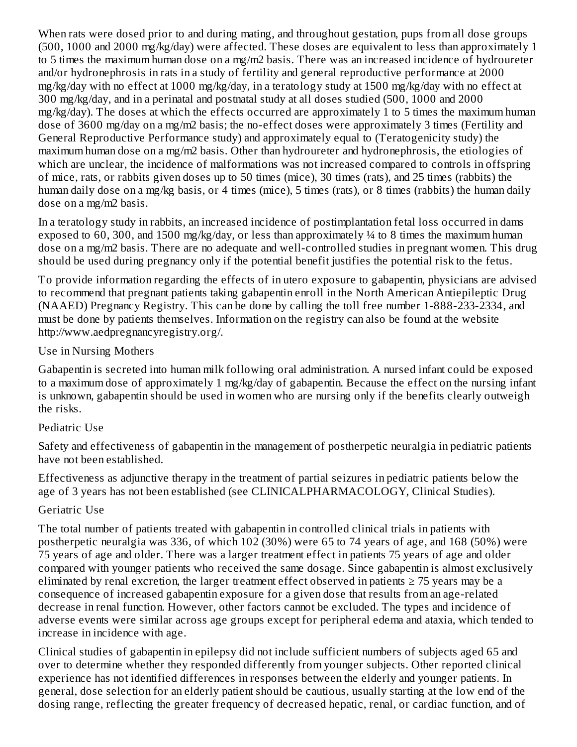When rats were dosed prior to and during mating, and throughout gestation, pups from all dose groups (500, 1000 and 2000 mg/kg/day) were affected. These doses are equivalent to less than approximately 1 to 5 times the maximum human dose on a mg/m2 basis. There was an increased incidence of hydroureter and/or hydronephrosis in rats in a study of fertility and general reproductive performance at 2000 mg/kg/day with no effect at 1000 mg/kg/day, in a teratology study at 1500 mg/kg/day with no effect at 300 mg/kg/day, and in a perinatal and postnatal study at all doses studied (500, 1000 and 2000 mg/kg/day). The doses at which the effects occurred are approximately 1 to 5 times the maximum human dose of 3600 mg/day on a mg/m2 basis; the no-effect doses were approximately 3 times (Fertility and General Reproductive Performance study) and approximately equal to (Teratogenicity study) the maximum human dose on a mg/m2 basis. Other than hydroureter and hydronephrosis, the etiologies of which are unclear, the incidence of malformations was not increased compared to controls in offspring of mice, rats, or rabbits given doses up to 50 times (mice), 30 times (rats), and 25 times (rabbits) the human daily dose on a mg/kg basis, or 4 times (mice), 5 times (rats), or 8 times (rabbits) the human daily dose on a mg/m2 basis.

In a teratology study in rabbits, an increased incidence of postimplantation fetal loss occurred in dams exposed to 60, 300, and 1500 mg/kg/day, or less than approximately ¼ to 8 times the maximum human dose on a mg/m2 basis. There are no adequate and well-controlled studies in pregnant women. This drug should be used during pregnancy only if the potential benefit justifies the potential risk to the fetus.

To provide information regarding the effects of in utero exposure to gabapentin, physicians are advised to recommend that pregnant patients taking gabapentin enroll in the North American Antiepileptic Drug (NAAED) Pregnancy Registry. This can be done by calling the toll free number 1-888-233-2334, and must be done by patients themselves. Information on the registry can also be found at the website http://www.aedpregnancyregistry.org/.

Use in Nursing Mothers

Gabapentin is secreted into human milk following oral administration. A nursed infant could be exposed to a maximum dose of approximately 1 mg/kg/day of gabapentin. Because the effect on the nursing infant is unknown, gabapentin should be used in women who are nursing only if the benefits clearly outweigh the risks.

Pediatric Use

Safety and effectiveness of gabapentin in the management of postherpetic neuralgia in pediatric patients have not been established.

Effectiveness as adjunctive therapy in the treatment of partial seizures in pediatric patients below the age of 3 years has not been established (see CLINICALPHARMACOLOGY, Clinical Studies).

Geriatric Use

The total number of patients treated with gabapentin in controlled clinical trials in patients with postherpetic neuralgia was 336, of which 102 (30%) were 65 to 74 years of age, and 168 (50%) were 75 years of age and older. There was a larger treatment effect in patients 75 years of age and older compared with younger patients who received the same dosage. Since gabapentin is almost exclusively eliminated by renal excretion, the larger treatment effect observed in patients ≥ 75 years may be a consequence of increased gabapentin exposure for a given dose that results from an age-related decrease in renal function. However, other factors cannot be excluded. The types and incidence of adverse events were similar across age groups except for peripheral edema and ataxia, which tended to increase in incidence with age.

Clinical studies of gabapentin in epilepsy did not include sufficient numbers of subjects aged 65 and over to determine whether they responded differently from younger subjects. Other reported clinical experience has not identified differences in responses between the elderly and younger patients. In general, dose selection for an elderly patient should be cautious, usually starting at the low end of the dosing range, reflecting the greater frequency of decreased hepatic, renal, or cardiac function, and of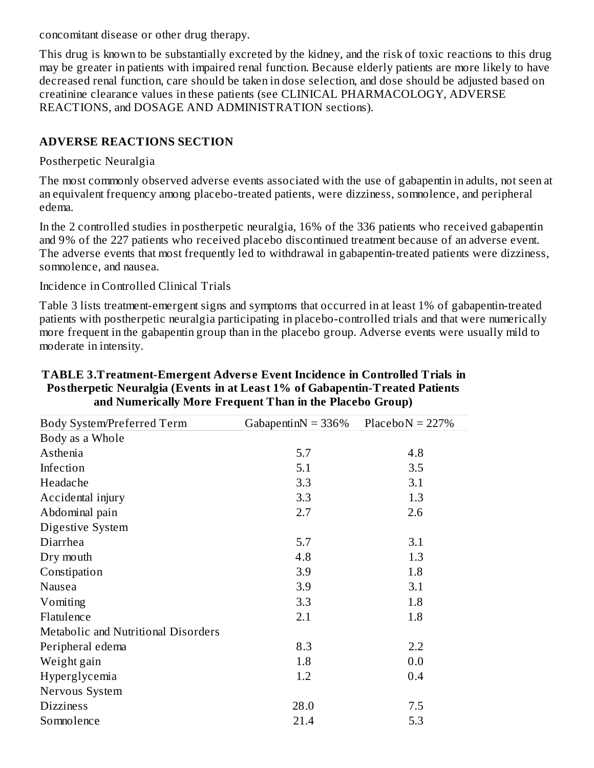concomitant disease or other drug therapy.

This drug is known to be substantially excreted by the kidney, and the risk of toxic reactions to this drug may be greater in patients with impaired renal function. Because elderly patients are more likely to have decreased renal function, care should be taken in dose selection, and dose should be adjusted based on creatinine clearance values in these patients (see CLINICAL PHARMACOLOGY, ADVERSE REACTIONS, and DOSAGE AND ADMINISTRATION sections).

## ADVERSE REACTIONS SECTION

Postherpetic Neuralgia

The most commonly observed adverse events associated with the use of gabapentin in adults, not seen at an equivalent frequency among placebo-treated patients, were dizziness, somnolence, and peripheral edema.

In the 2 controlled studies in postherpetic neuralgia, 16% of the 336 patients who received gabapentin and 9% of the 227 patients who received placebo discontinued treatment because of an adverse event. The adverse events that most frequently led to withdrawal in gabapentin-treated patients were dizziness, somnolence, and nausea.

Incidence in Controlled Clinical Trials

Table 3 lists treatment-emergent signs and symptoms that occurred in at least 1% of gabapentin-treated patients with postherpetic neuralgia participating in placebo-controlled trials and that were numerically more frequent in the gabapentin group than in the placebo group. Adverse events were usually mild to moderate in intensity.

**TABLE 3.Treatment-Emergent Adverse Event Incidence in Controlled Trials in Postherpetic Neuralgia (Events in at Least 1% of Gabapentin-Treated Patients and Numerically More Frequent Than in the Placebo Group)**

| Body System/Preferred Term | GabapentinN = 336% | PlaceboN = 227% |
|---|---|---|
| Body as a Whole | | |
| Asthenia | 5.7 | 4.8 |
| Infection | 5.1 | 3.5 |
| Headache | 3.3 | 3.1 |
| Accidental injury | 3.3 | 1.3 |
| Abdominal pain | 2.7 | 2.6 |
| Digestive System | | |
| Diarrhea | 5.7 | 3.1 |
| Dry mouth | 4.8 | 1.3 |
| Constipation | 3.9 | 1.8 |
| Nausea | 3.9 | 3.1 |
| Vomiting | 3.3 | 1.8 |
| Flatulence | 2.1 | 1.8 |
| Metabolic and Nutritional Disorders | | |
| Peripheral edema | 8.3 | 2.2 |
| Weight gain | 1.8 | 0.0 |
| Hyperglycemia | 1.2 | 0.4 |
| Nervous System | | |
| Dizziness | 28.0 | 7.5 |
| Somnolence | 21.4 | 5.3 |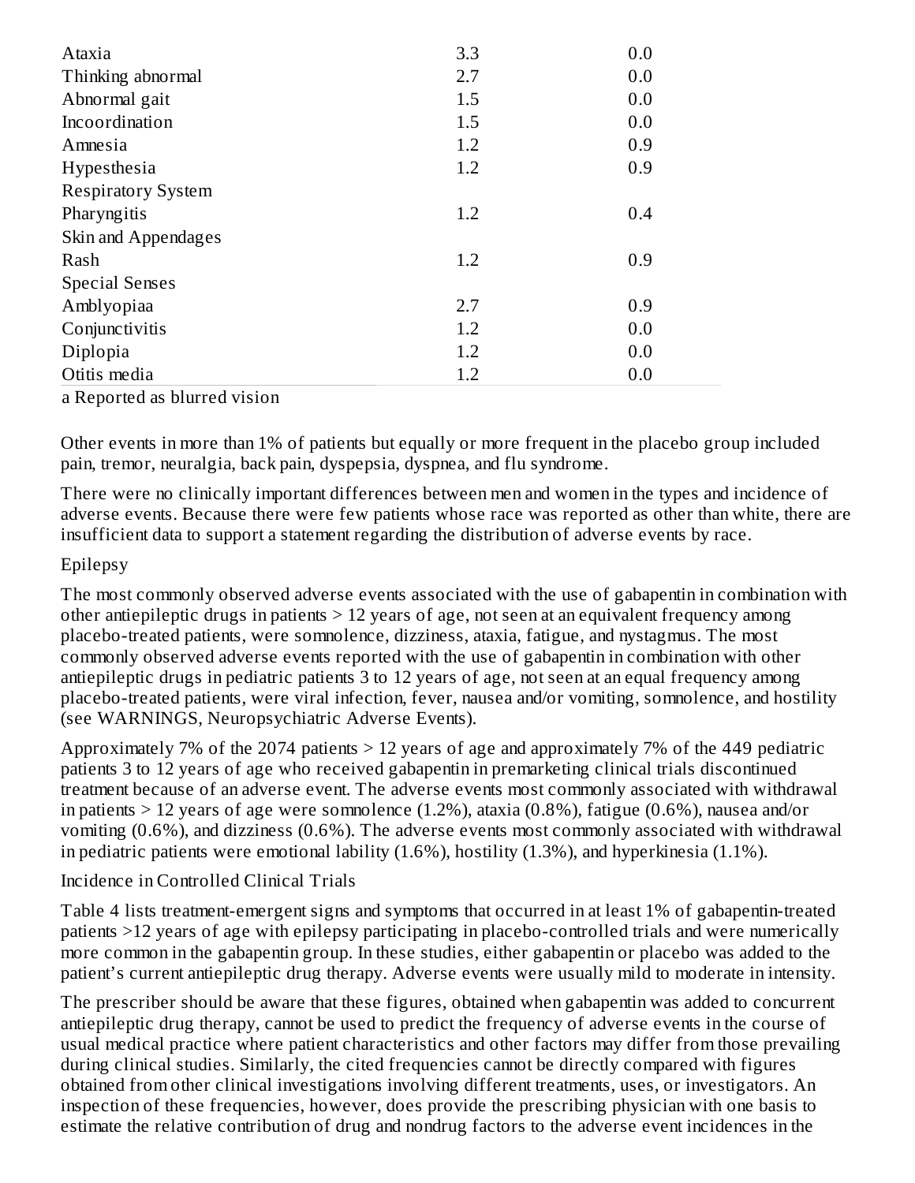| | | |
|---|---|---|
| Ataxia | 3.3 | 0.0 |
| Thinking abnormal | 2.7 | 0.0 |
| Abnormal gait | 1.5 | 0.0 |
| Incoordination | 1.5 | 0.0 |
| Amnesia | 1.2 | 0.9 |
| Hypesthesia | 1.2 | 0.9 |
| Respiratory System | | |
| Pharyngitis | 1.2 | 0.4 |
| Skin and Appendages | | |
| Rash | 1.2 | 0.9 |
| Special Senses | | |
| Amblyopia[a] | 2.7 | 0.9 |
| Conjunctivitis | 1.2 | 0.0 |
| Diplopia | 1.2 | 0.0 |
| Otitis media | 1.2 | 0.0 |

[a] Reported as blurred vision

Other events in more than 1% of patients but equally or more frequent in the placebo group included pain, tremor, neuralgia, back pain, dyspepsia, dyspnea, and flu syndrome.

There were no clinically important differences between men and women in the types and incidence of adverse events. Because there were few patients whose race was reported as other than white, there are insufficient data to support a statement regarding the distribution of adverse events by race.

Epilepsy

The most commonly observed adverse events associated with the use of gabapentin in combination with other antiepileptic drugs in patients > 12 years of age, not seen at an equivalent frequency among placebo-treated patients, were somnolence, dizziness, ataxia, fatigue, and nystagmus. The most commonly observed adverse events reported with the use of gabapentin in combination with other antiepileptic drugs in pediatric patients 3 to 12 years of age, not seen at an equal frequency among placebo-treated patients, were viral infection, fever, nausea and/or vomiting, somnolence, and hostility (see WARNINGS, Neuropsychiatric Adverse Events).

Approximately 7% of the 2074 patients > 12 years of age and approximately 7% of the 449 pediatric patients 3 to 12 years of age who received gabapentin in premarketing clinical trials discontinued treatment because of an adverse event. The adverse events most commonly associated with withdrawal in patients > 12 years of age were somnolence (1.2%), ataxia (0.8%), fatigue (0.6%), nausea and/or vomiting (0.6%), and dizziness (0.6%). The adverse events most commonly associated with withdrawal in pediatric patients were emotional lability (1.6%), hostility (1.3%), and hyperkinesia (1.1%).

Incidence in Controlled Clinical Trials

Table 4 lists treatment-emergent signs and symptoms that occurred in at least 1% of gabapentin-treated patients >12 years of age with epilepsy participating in placebo-controlled trials and were numerically more common in the gabapentin group. In these studies, either gabapentin or placebo was added to the patient's current antiepileptic drug therapy. Adverse events were usually mild to moderate in intensity.

The prescriber should be aware that these figures, obtained when gabapentin was added to concurrent antiepileptic drug therapy, cannot be used to predict the frequency of adverse events in the course of usual medical practice where patient characteristics and other factors may differ from those prevailing during clinical studies. Similarly, the cited frequencies cannot be directly compared with figures obtained from other clinical investigations involving different treatments, uses, or investigators. An inspection of these frequencies, however, does provide the prescribing physician with one basis to estimate the relative contribution of drug and nondrug factors to the adverse event incidences in the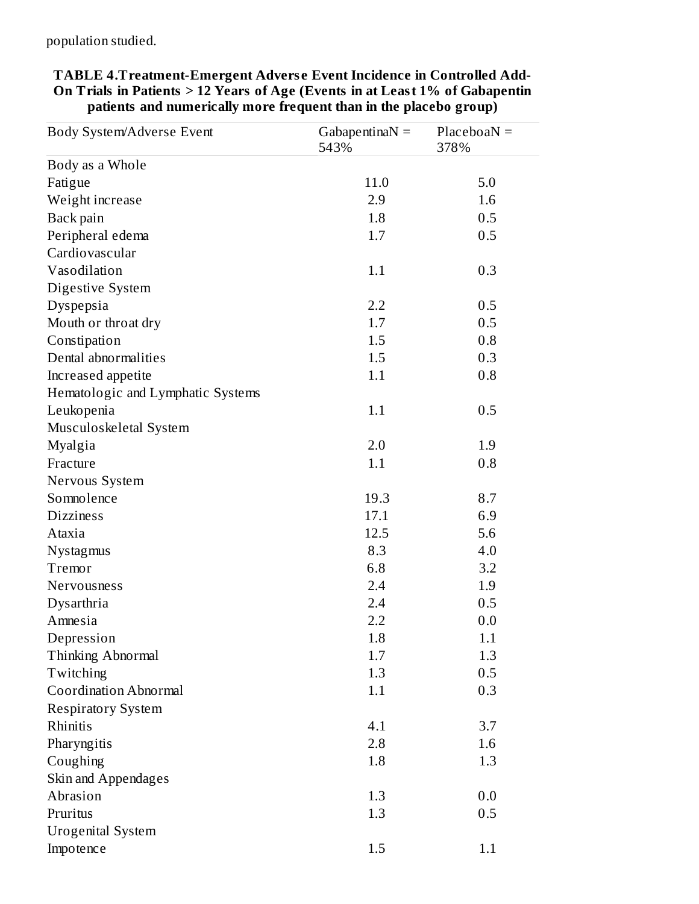population studied.

**TABLE 4.Treatment-Emergent Adverse Event Incidence in Controlled Add-On Trials in Patients > 12 Years of Age (Events in at Least 1% of Gabapentin patients and numerically more frequent than in the placebo group)**

| Body System/Adverse Event | GabapentinaN = 543% | PlaceboaN = 378% |
|---|---|---|
| Body as a Whole | | |
| Fatigue | 11.0 | 5.0 |
| Weight increase | 2.9 | 1.6 |
| Back pain | 1.8 | 0.5 |
| Peripheral edema | 1.7 | 0.5 |
| Cardiovascular | | |
| Vasodilation | 1.1 | 0.3 |
| Digestive System | | |
| Dyspepsia | 2.2 | 0.5 |
| Mouth or throat dry | 1.7 | 0.5 |
| Constipation | 1.5 | 0.8 |
| Dental abnormalities | 1.5 | 0.3 |
| Increased appetite | 1.1 | 0.8 |
| Hematologic and Lymphatic Systems | | |
| Leukopenia | 1.1 | 0.5 |
| Musculoskeletal System | | |
| Myalgia | 2.0 | 1.9 |
| Fracture | 1.1 | 0.8 |
| Nervous System | | |
| Somnolence | 19.3 | 8.7 |
| Dizziness | 17.1 | 6.9 |
| Ataxia | 12.5 | 5.6 |
| Nystagmus | 8.3 | 4.0 |
| Tremor | 6.8 | 3.2 |
| Nervousness | 2.4 | 1.9 |
| Dysarthria | 2.4 | 0.5 |
| Amnesia | 2.2 | 0.0 |
| Depression | 1.8 | 1.1 |
| Thinking Abnormal | 1.7 | 1.3 |
| Twitching | 1.3 | 0.5 |
| Coordination Abnormal | 1.1 | 0.3 |
| Respiratory System | | |
| Rhinitis | 4.1 | 3.7 |
| Pharyngitis | 2.8 | 1.6 |
| Coughing | 1.8 | 1.3 |
| Skin and Appendages | | |
| Abrasion | 1.3 | 0.0 |
| Pruritus | 1.3 | 0.5 |
| Urogenital System | | |
| Impotence | 1.5 | 1.1 |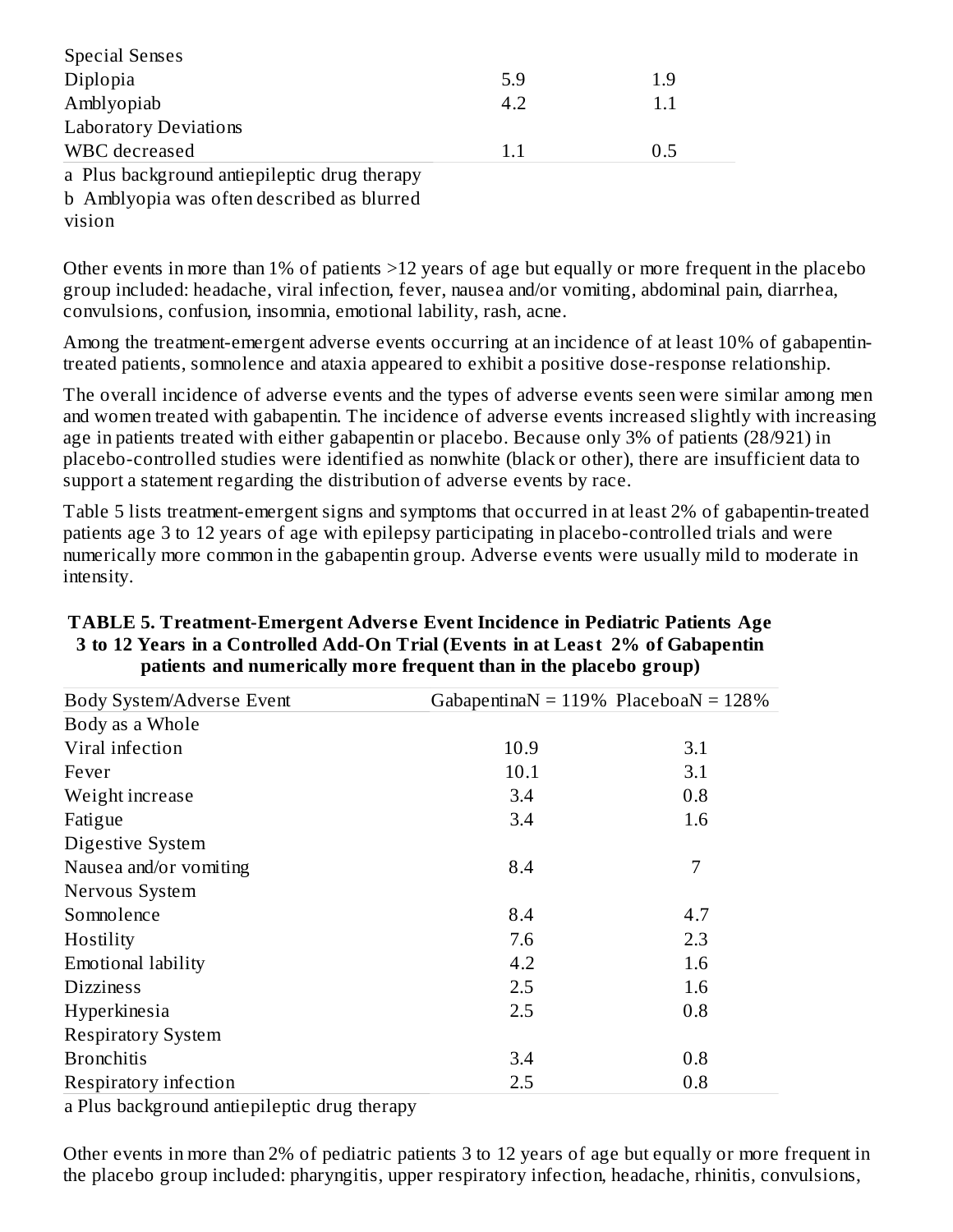| | | |
|---|---|---|
| Special Senses | | |
| Diplopia | 5.9 | 1.9 |
| Amblyopia[b] | 4.2 | 1.1 |
| Laboratory Deviations | | |
| WBC decreased | 1.1 | 0.5 |

a Plus background antiepileptic drug therapy
b Amblyopia was often described as blurred vision

Other events in more than 1% of patients >12 years of age but equally or more frequent in the placebo group included: headache, viral infection, fever, nausea and/or vomiting, abdominal pain, diarrhea, convulsions, confusion, insomnia, emotional lability, rash, acne.

Among the treatment-emergent adverse events occurring at an incidence of at least 10% of gabapentin-treated patients, somnolence and ataxia appeared to exhibit a positive dose-response relationship.

The overall incidence of adverse events and the types of adverse events seen were similar among men and women treated with gabapentin. The incidence of adverse events increased slightly with increasing age in patients treated with either gabapentin or placebo. Because only 3% of patients (28/921) in placebo-controlled studies were identified as nonwhite (black or other), there are insufficient data to support a statement regarding the distribution of adverse events by race.

Table 5 lists treatment-emergent signs and symptoms that occurred in at least 2% of gabapentin-treated patients age 3 to 12 years of age with epilepsy participating in placebo-controlled trials and were numerically more common in the gabapentin group. Adverse events were usually mild to moderate in intensity.

**TABLE 5. Treatment-Emergent Adverse Event Incidence in Pediatric Patients Age 3 to 12 Years in a Controlled Add-On Trial (Events in at Least 2% of Gabapentin patients and numerically more frequent than in the placebo group)**

| Body System/Adverse Event | Gabapentin[a] N = 119% | Placebo[a] N = 128% |
|---|---|---|
| Body as a Whole | | |
| Viral infection | 10.9 | 3.1 |
| Fever | 10.1 | 3.1 |
| Weight increase | 3.4 | 0.8 |
| Fatigue | 3.4 | 1.6 |
| Digestive System | | |
| Nausea and/or vomiting | 8.4 | 7 |
| Nervous System | | |
| Somnolence | 8.4 | 4.7 |
| Hostility | 7.6 | 2.3 |
| Emotional lability | 4.2 | 1.6 |
| Dizziness | 2.5 | 1.6 |
| Hyperkinesia | 2.5 | 0.8 |
| Respiratory System | | |
| Bronchitis | 3.4 | 0.8 |
| Respiratory infection | 2.5 | 0.8 |

a Plus background antiepileptic drug therapy

Other events in more than 2% of pediatric patients 3 to 12 years of age but equally or more frequent in the placebo group included: pharyngitis, upper respiratory infection, headache, rhinitis, convulsions,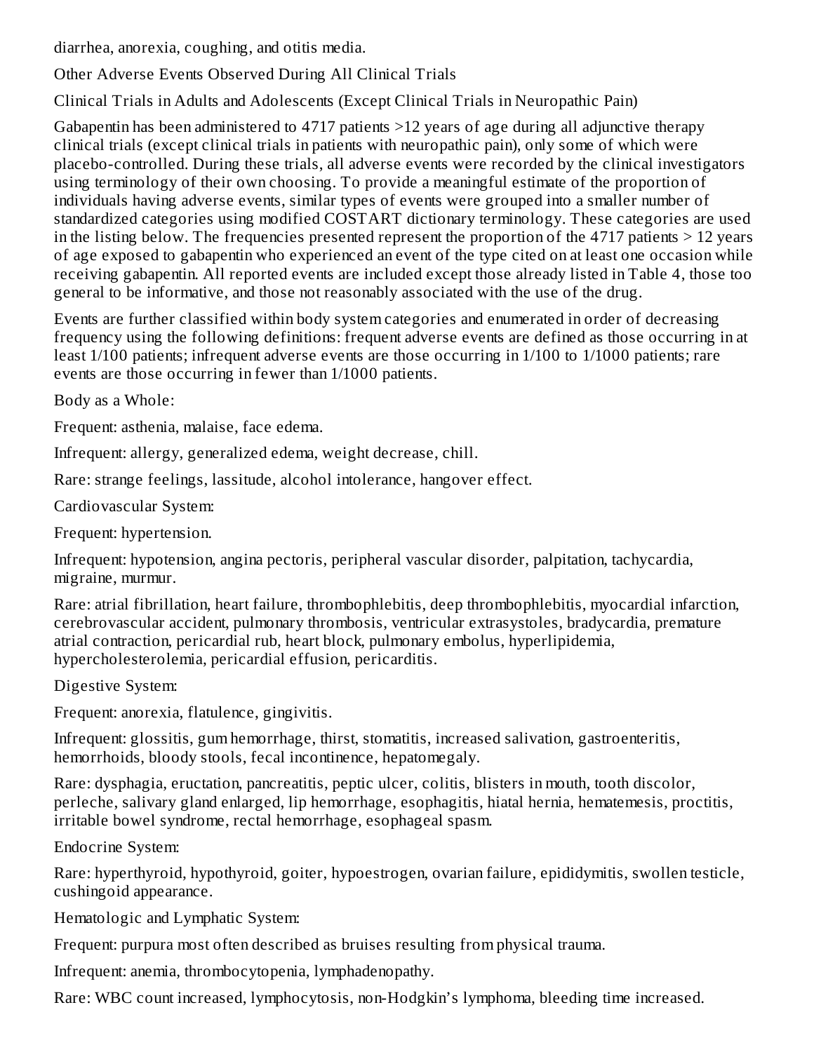diarrhea, anorexia, coughing, and otitis media.

Other Adverse Events Observed During All Clinical Trials

Clinical Trials in Adults and Adolescents (Except Clinical Trials in Neuropathic Pain)

Gabapentin has been administered to 4717 patients >12 years of age during all adjunctive therapy clinical trials (except clinical trials in patients with neuropathic pain), only some of which were placebo-controlled. During these trials, all adverse events were recorded by the clinical investigators using terminology of their own choosing. To provide a meaningful estimate of the proportion of individuals having adverse events, similar types of events were grouped into a smaller number of standardized categories using modified COSTART dictionary terminology. These categories are used in the listing below. The frequencies presented represent the proportion of the 4717 patients > 12 years of age exposed to gabapentin who experienced an event of the type cited on at least one occasion while receiving gabapentin. All reported events are included except those already listed in Table 4, those too general to be informative, and those not reasonably associated with the use of the drug.

Events are further classified within body system categories and enumerated in order of decreasing frequency using the following definitions: frequent adverse events are defined as those occurring in at least 1/100 patients; infrequent adverse events are those occurring in 1/100 to 1/1000 patients; rare events are those occurring in fewer than 1/1000 patients.

Body as a Whole:

Frequent: asthenia, malaise, face edema.

Infrequent: allergy, generalized edema, weight decrease, chill.

Rare: strange feelings, lassitude, alcohol intolerance, hangover effect.

Cardiovascular System:

Frequent: hypertension.

Infrequent: hypotension, angina pectoris, peripheral vascular disorder, palpitation, tachycardia, migraine, murmur.

Rare: atrial fibrillation, heart failure, thrombophlebitis, deep thrombophlebitis, myocardial infarction, cerebrovascular accident, pulmonary thrombosis, ventricular extrasystoles, bradycardia, premature atrial contraction, pericardial rub, heart block, pulmonary embolus, hyperlipidemia, hypercholesterolemia, pericardial effusion, pericarditis.

Digestive System:

Frequent: anorexia, flatulence, gingivitis.

Infrequent: glossitis, gum hemorrhage, thirst, stomatitis, increased salivation, gastroenteritis, hemorrhoids, bloody stools, fecal incontinence, hepatomegaly.

Rare: dysphagia, eructation, pancreatitis, peptic ulcer, colitis, blisters in mouth, tooth discolor, perleche, salivary gland enlarged, lip hemorrhage, esophagitis, hiatal hernia, hematemesis, proctitis, irritable bowel syndrome, rectal hemorrhage, esophageal spasm.

Endocrine System:

Rare: hyperthyroid, hypothyroid, goiter, hypoestrogen, ovarian failure, epididymitis, swollen testicle, cushingoid appearance.

Hematologic and Lymphatic System:

Frequent: purpura most often described as bruises resulting from physical trauma.

Infrequent: anemia, thrombocytopenia, lymphadenopathy.

Rare: WBC count increased, lymphocytosis, non-Hodgkin's lymphoma, bleeding time increased.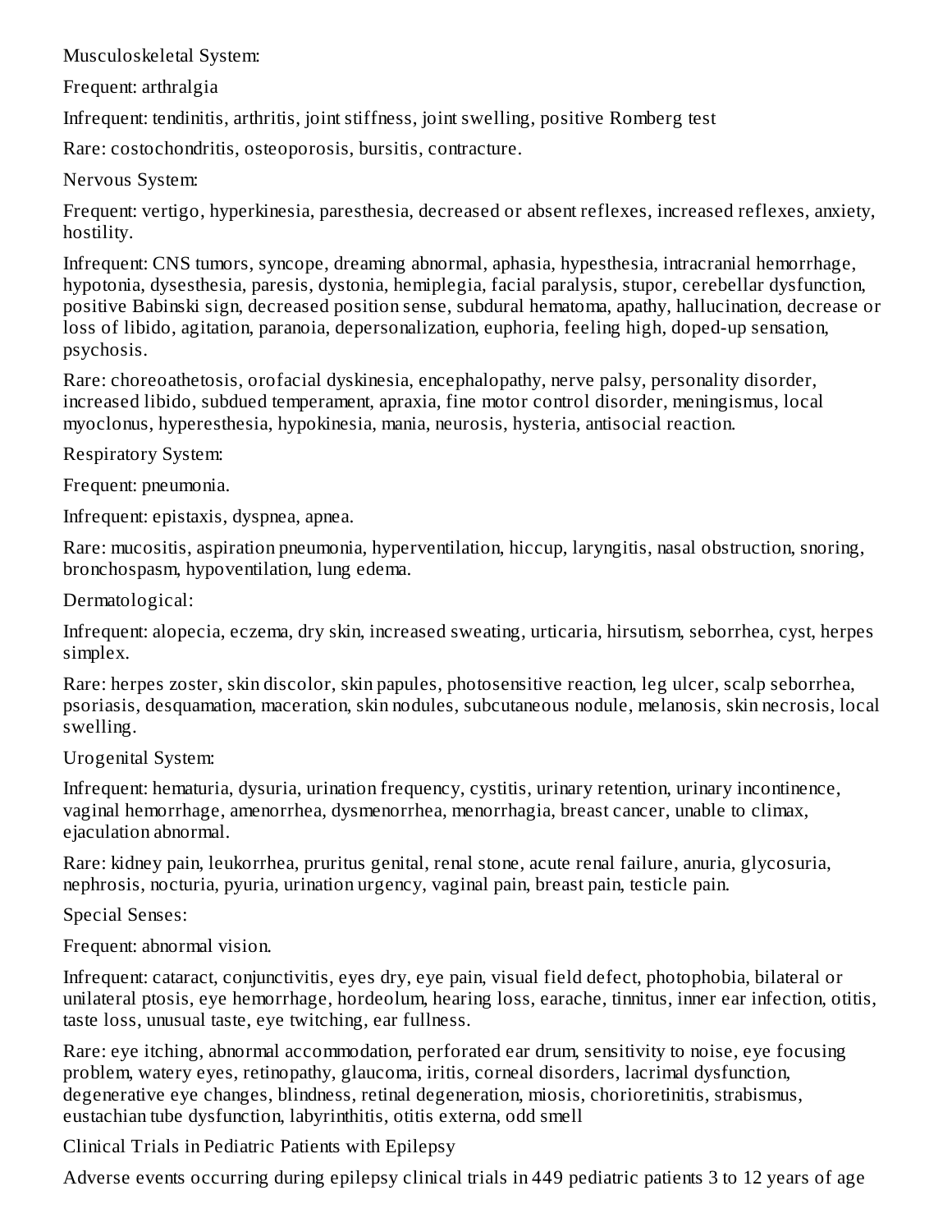Musculoskeletal System:

Frequent: arthralgia

Infrequent: tendinitis, arthritis, joint stiffness, joint swelling, positive Romberg test

Rare: costochondritis, osteoporosis, bursitis, contracture.

Nervous System:

Frequent: vertigo, hyperkinesia, paresthesia, decreased or absent reflexes, increased reflexes, anxiety, hostility.

Infrequent: CNS tumors, syncope, dreaming abnormal, aphasia, hypesthesia, intracranial hemorrhage, hypotonia, dysesthesia, paresis, dystonia, hemiplegia, facial paralysis, stupor, cerebellar dysfunction, positive Babinski sign, decreased position sense, subdural hematoma, apathy, hallucination, decrease or loss of libido, agitation, paranoia, depersonalization, euphoria, feeling high, doped-up sensation, psychosis.

Rare: choreoathetosis, orofacial dyskinesia, encephalopathy, nerve palsy, personality disorder, increased libido, subdued temperament, apraxia, fine motor control disorder, meningismus, local myoclonus, hyperesthesia, hypokinesia, mania, neurosis, hysteria, antisocial reaction.

Respiratory System:

Frequent: pneumonia.

Infrequent: epistaxis, dyspnea, apnea.

Rare: mucositis, aspiration pneumonia, hyperventilation, hiccup, laryngitis, nasal obstruction, snoring, bronchospasm, hypoventilation, lung edema.

Dermatological:

Infrequent: alopecia, eczema, dry skin, increased sweating, urticaria, hirsutism, seborrhea, cyst, herpes simplex.

Rare: herpes zoster, skin discolor, skin papules, photosensitive reaction, leg ulcer, scalp seborrhea, psoriasis, desquamation, maceration, skin nodules, subcutaneous nodule, melanosis, skin necrosis, local swelling.

Urogenital System:

Infrequent: hematuria, dysuria, urination frequency, cystitis, urinary retention, urinary incontinence, vaginal hemorrhage, amenorrhea, dysmenorrhea, menorrhagia, breast cancer, unable to climax, ejaculation abnormal.

Rare: kidney pain, leukorrhea, pruritus genital, renal stone, acute renal failure, anuria, glycosuria, nephrosis, nocturia, pyuria, urination urgency, vaginal pain, breast pain, testicle pain.

Special Senses:

Frequent: abnormal vision.

Infrequent: cataract, conjunctivitis, eyes dry, eye pain, visual field defect, photophobia, bilateral or unilateral ptosis, eye hemorrhage, hordeolum, hearing loss, earache, tinnitus, inner ear infection, otitis, taste loss, unusual taste, eye twitching, ear fullness.

Rare: eye itching, abnormal accommodation, perforated ear drum, sensitivity to noise, eye focusing problem, watery eyes, retinopathy, glaucoma, iritis, corneal disorders, lacrimal dysfunction, degenerative eye changes, blindness, retinal degeneration, miosis, chorioretinitis, strabismus, eustachian tube dysfunction, labyrinthitis, otitis externa, odd smell

Clinical Trials in Pediatric Patients with Epilepsy

Adverse events occurring during epilepsy clinical trials in 449 pediatric patients 3 to 12 years of age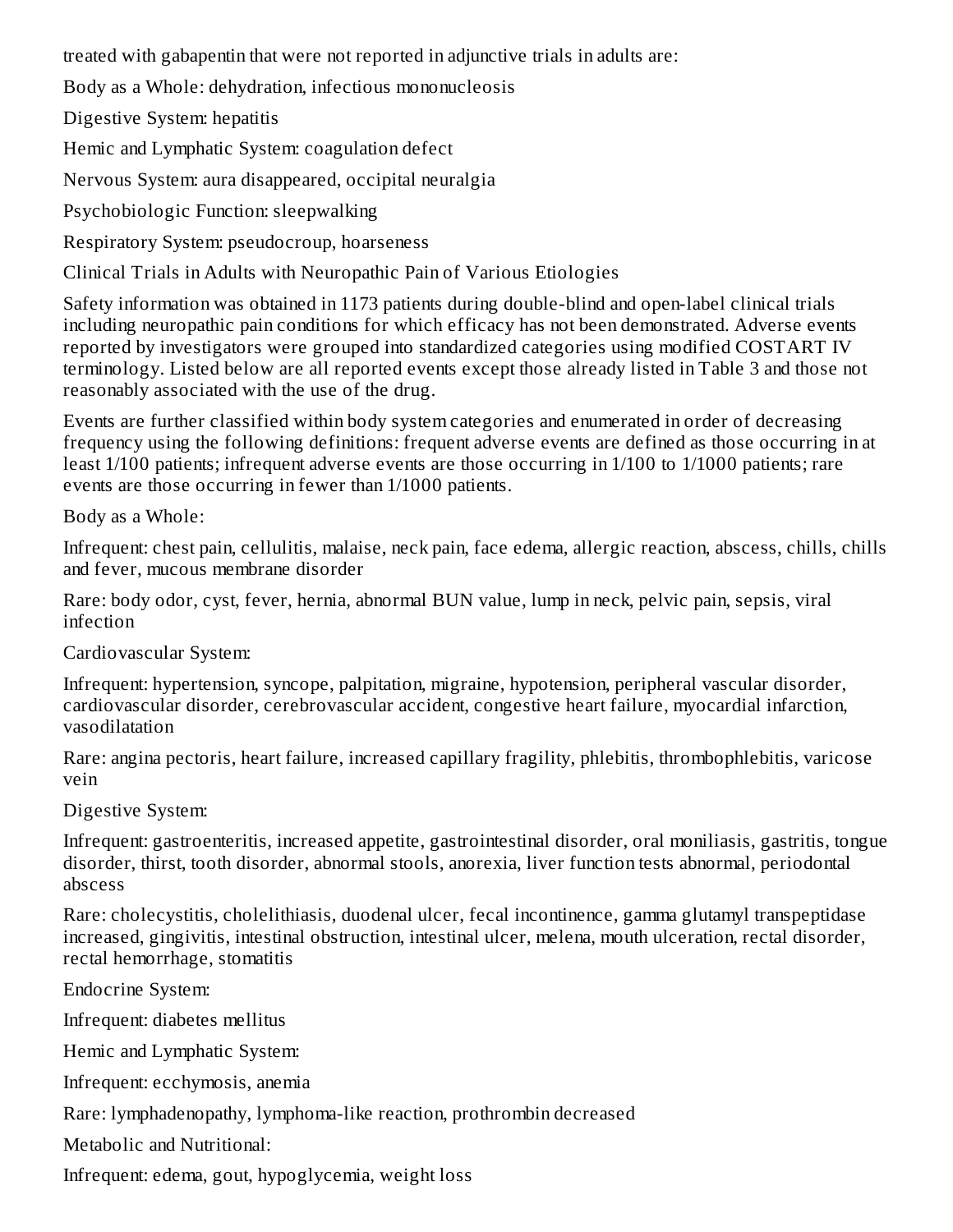treated with gabapentin that were not reported in adjunctive trials in adults are:

Body as a Whole: dehydration, infectious mononucleosis

Digestive System: hepatitis

Hemic and Lymphatic System: coagulation defect

Nervous System: aura disappeared, occipital neuralgia

Psychobiologic Function: sleepwalking

Respiratory System: pseudocroup, hoarseness

Clinical Trials in Adults with Neuropathic Pain of Various Etiologies

Safety information was obtained in 1173 patients during double-blind and open-label clinical trials including neuropathic pain conditions for which efficacy has not been demonstrated. Adverse events reported by investigators were grouped into standardized categories using modified COSTART IV terminology. Listed below are all reported events except those already listed in Table 3 and those not reasonably associated with the use of the drug.

Events are further classified within body system categories and enumerated in order of decreasing frequency using the following definitions: frequent adverse events are defined as those occurring in at least 1/100 patients; infrequent adverse events are those occurring in 1/100 to 1/1000 patients; rare events are those occurring in fewer than 1/1000 patients.

Body as a Whole:

Infrequent: chest pain, cellulitis, malaise, neck pain, face edema, allergic reaction, abscess, chills, chills and fever, mucous membrane disorder

Rare: body odor, cyst, fever, hernia, abnormal BUN value, lump in neck, pelvic pain, sepsis, viral infection

Cardiovascular System:

Infrequent: hypertension, syncope, palpitation, migraine, hypotension, peripheral vascular disorder, cardiovascular disorder, cerebrovascular accident, congestive heart failure, myocardial infarction, vasodilatation

Rare: angina pectoris, heart failure, increased capillary fragility, phlebitis, thrombophlebitis, varicose vein

Digestive System:

Infrequent: gastroenteritis, increased appetite, gastrointestinal disorder, oral moniliasis, gastritis, tongue disorder, thirst, tooth disorder, abnormal stools, anorexia, liver function tests abnormal, periodontal abscess

Rare: cholecystitis, cholelithiasis, duodenal ulcer, fecal incontinence, gamma glutamyl transpeptidase increased, gingivitis, intestinal obstruction, intestinal ulcer, melena, mouth ulceration, rectal disorder, rectal hemorrhage, stomatitis

Endocrine System:

Infrequent: diabetes mellitus

Hemic and Lymphatic System:

Infrequent: ecchymosis, anemia

Rare: lymphadenopathy, lymphoma-like reaction, prothrombin decreased

Metabolic and Nutritional:

Infrequent: edema, gout, hypoglycemia, weight loss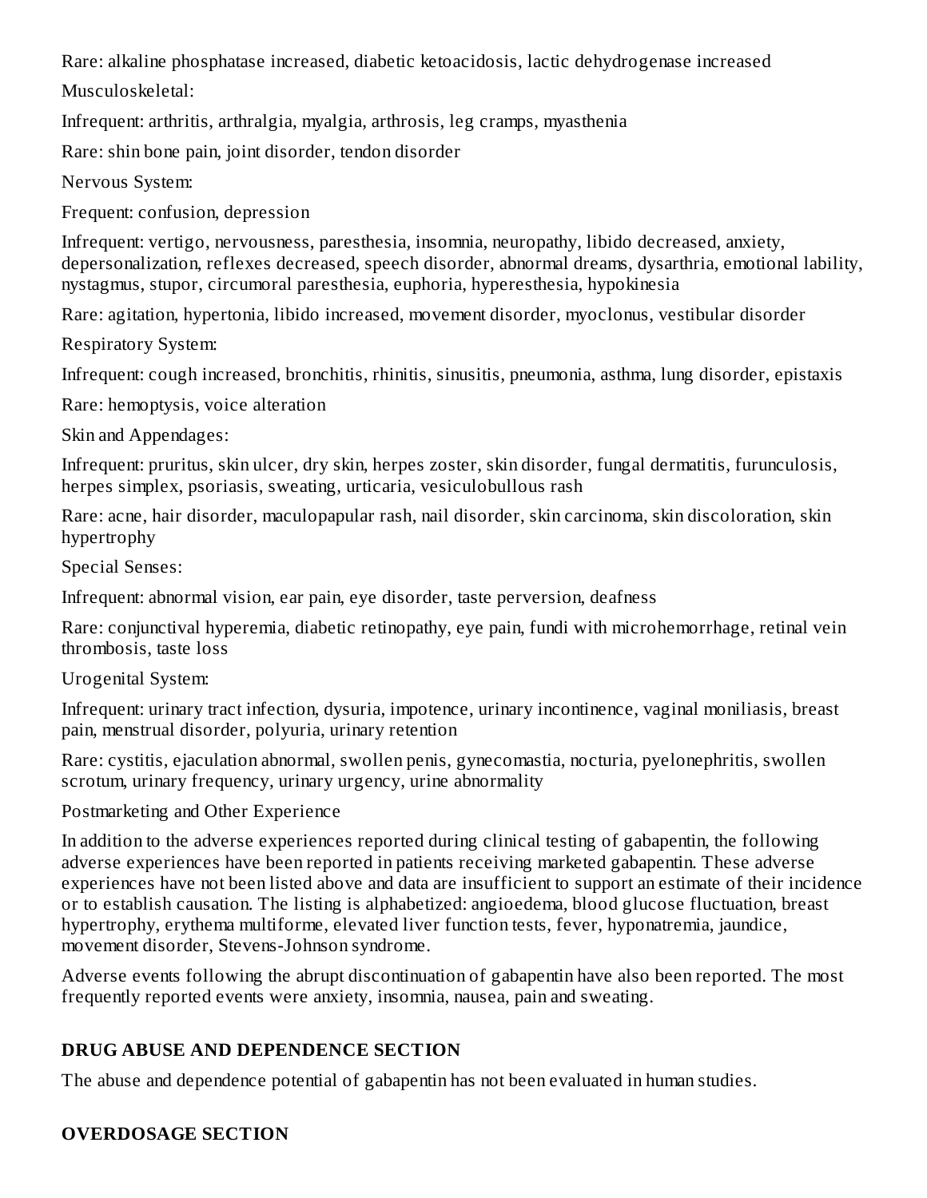Rare: alkaline phosphatase increased, diabetic ketoacidosis, lactic dehydrogenase increased

Musculoskeletal:

Infrequent: arthritis, arthralgia, myalgia, arthrosis, leg cramps, myasthenia

Rare: shin bone pain, joint disorder, tendon disorder

Nervous System:

Frequent: confusion, depression

Infrequent: vertigo, nervousness, paresthesia, insomnia, neuropathy, libido decreased, anxiety, depersonalization, reflexes decreased, speech disorder, abnormal dreams, dysarthria, emotional lability, nystagmus, stupor, circumoral paresthesia, euphoria, hyperesthesia, hypokinesia

Rare: agitation, hypertonia, libido increased, movement disorder, myoclonus, vestibular disorder

Respiratory System:

Infrequent: cough increased, bronchitis, rhinitis, sinusitis, pneumonia, asthma, lung disorder, epistaxis

Rare: hemoptysis, voice alteration

Skin and Appendages:

Infrequent: pruritus, skin ulcer, dry skin, herpes zoster, skin disorder, fungal dermatitis, furunculosis, herpes simplex, psoriasis, sweating, urticaria, vesiculobullous rash

Rare: acne, hair disorder, maculopapular rash, nail disorder, skin carcinoma, skin discoloration, skin hypertrophy

Special Senses:

Infrequent: abnormal vision, ear pain, eye disorder, taste perversion, deafness

Rare: conjunctival hyperemia, diabetic retinopathy, eye pain, fundi with microhemorrhage, retinal vein thrombosis, taste loss

Urogenital System:

Infrequent: urinary tract infection, dysuria, impotence, urinary incontinence, vaginal moniliasis, breast pain, menstrual disorder, polyuria, urinary retention

Rare: cystitis, ejaculation abnormal, swollen penis, gynecomastia, nocturia, pyelonephritis, swollen scrotum, urinary frequency, urinary urgency, urine abnormality

Postmarketing and Other Experience

In addition to the adverse experiences reported during clinical testing of gabapentin, the following adverse experiences have been reported in patients receiving marketed gabapentin. These adverse experiences have not been listed above and data are insufficient to support an estimate of their incidence or to establish causation. The listing is alphabetized: angioedema, blood glucose fluctuation, breast hypertrophy, erythema multiforme, elevated liver function tests, fever, hyponatremia, jaundice, movement disorder, Stevens-Johnson syndrome.

Adverse events following the abrupt discontinuation of gabapentin have also been reported. The most frequently reported events were anxiety, insomnia, nausea, pain and sweating.

## DRUG ABUSE AND DEPENDENCE SECTION

The abuse and dependence potential of gabapentin has not been evaluated in human studies.

## OVERDOSAGE SECTION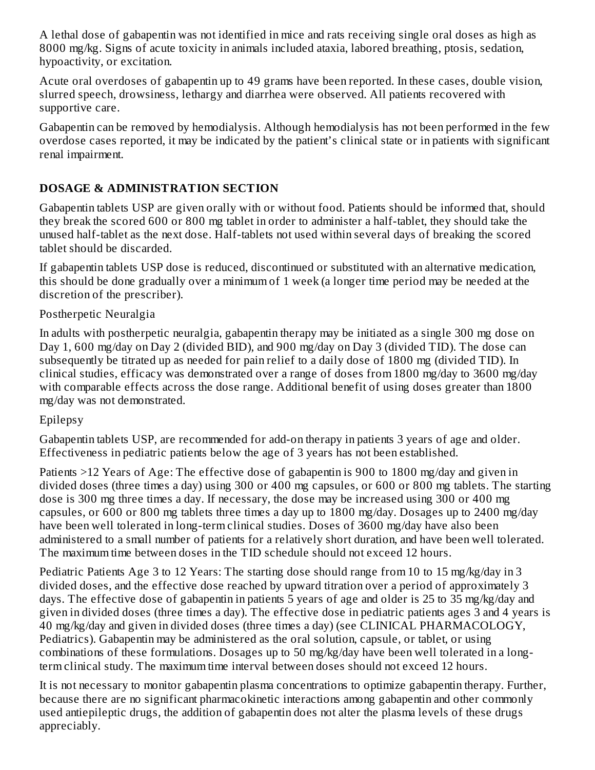A lethal dose of gabapentin was not identified in mice and rats receiving single oral doses as high as 8000 mg/kg. Signs of acute toxicity in animals included ataxia, labored breathing, ptosis, sedation, hypoactivity, or excitation.

Acute oral overdoses of gabapentin up to 49 grams have been reported. In these cases, double vision, slurred speech, drowsiness, lethargy and diarrhea were observed. All patients recovered with supportive care.

Gabapentin can be removed by hemodialysis. Although hemodialysis has not been performed in the few overdose cases reported, it may be indicated by the patient's clinical state or in patients with significant renal impairment.

## DOSAGE & ADMINISTRATION SECTION

Gabapentin tablets USP are given orally with or without food. Patients should be informed that, should they break the scored 600 or 800 mg tablet in order to administer a half-tablet, they should take the unused half-tablet as the next dose. Half-tablets not used within several days of breaking the scored tablet should be discarded.

If gabapentin tablets USP dose is reduced, discontinued or substituted with an alternative medication, this should be done gradually over a minimum of 1 week (a longer time period may be needed at the discretion of the prescriber).

Postherpetic Neuralgia

In adults with postherpetic neuralgia, gabapentin therapy may be initiated as a single 300 mg dose on Day 1, 600 mg/day on Day 2 (divided BID), and 900 mg/day on Day 3 (divided TID). The dose can subsequently be titrated up as needed for pain relief to a daily dose of 1800 mg (divided TID). In clinical studies, efficacy was demonstrated over a range of doses from 1800 mg/day to 3600 mg/day with comparable effects across the dose range. Additional benefit of using doses greater than 1800 mg/day was not demonstrated.

Epilepsy

Gabapentin tablets USP, are recommended for add-on therapy in patients 3 years of age and older. Effectiveness in pediatric patients below the age of 3 years has not been established.

Patients >12 Years of Age: The effective dose of gabapentin is 900 to 1800 mg/day and given in divided doses (three times a day) using 300 or 400 mg capsules, or 600 or 800 mg tablets. The starting dose is 300 mg three times a day. If necessary, the dose may be increased using 300 or 400 mg capsules, or 600 or 800 mg tablets three times a day up to 1800 mg/day. Dosages up to 2400 mg/day have been well tolerated in long-term clinical studies. Doses of 3600 mg/day have also been administered to a small number of patients for a relatively short duration, and have been well tolerated. The maximum time between doses in the TID schedule should not exceed 12 hours.

Pediatric Patients Age 3 to 12 Years: The starting dose should range from 10 to 15 mg/kg/day in 3 divided doses, and the effective dose reached by upward titration over a period of approximately 3 days. The effective dose of gabapentin in patients 5 years of age and older is 25 to 35 mg/kg/day and given in divided doses (three times a day). The effective dose in pediatric patients ages 3 and 4 years is 40 mg/kg/day and given in divided doses (three times a day) (see CLINICAL PHARMACOLOGY, Pediatrics). Gabapentin may be administered as the oral solution, capsule, or tablet, or using combinations of these formulations. Dosages up to 50 mg/kg/day have been well tolerated in a long-term clinical study. The maximum time interval between doses should not exceed 12 hours.

It is not necessary to monitor gabapentin plasma concentrations to optimize gabapentin therapy. Further, because there are no significant pharmacokinetic interactions among gabapentin and other commonly used antiepileptic drugs, the addition of gabapentin does not alter the plasma levels of these drugs appreciably.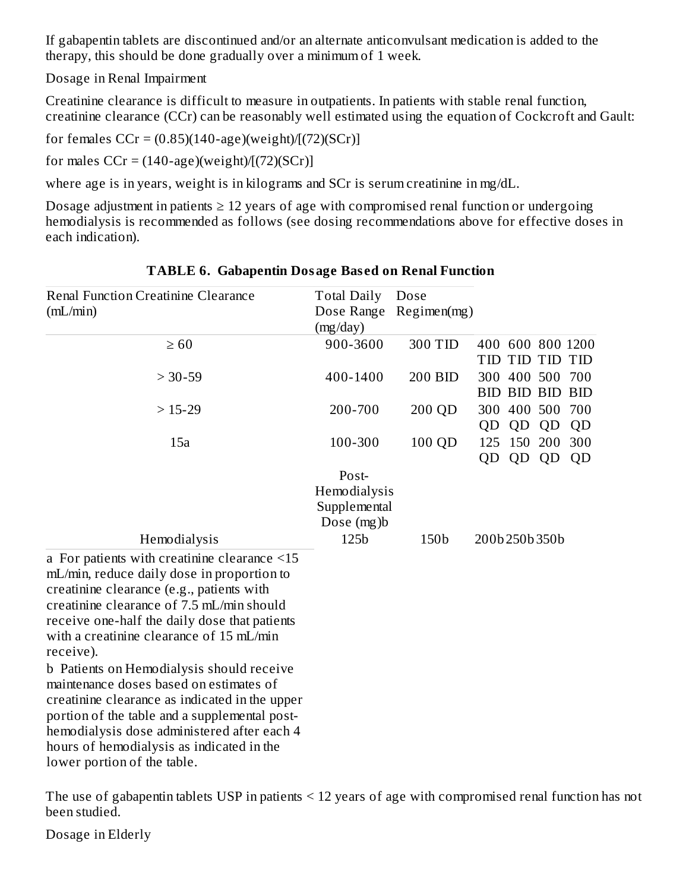If gabapentin tablets are discontinued and/or an alternate anticonvulsant medication is added to the therapy, this should be done gradually over a minimum of 1 week.

Dosage in Renal Impairment

Creatinine clearance is difficult to measure in outpatients. In patients with stable renal function, creatinine clearance (CCr) can be reasonably well estimated using the equation of Cockcroft and Gault:

for females CCr = (0.85)(140-age)(weight)/[(72)(SCr)]

for males CCr = (140-age)(weight)/[(72)(SCr)]

where age is in years, weight is in kilograms and SCr is serum creatinine in mg/dL.

Dosage adjustment in patients ≥ 12 years of age with compromised renal function or undergoing hemodialysis is recommended as follows (see dosing recommendations above for effective doses in each indication).

**TABLE 6. Gabapentin Dosage Based on Renal Function**

| Renal Function Creatinine Clearance (mL/min) | Total Daily Dose Range (mg/day) | Dose Regimen(mg) | | | | |
|---|---|---|---|---|---|---|
| ≥ 60 | 900-3600 | 300 TID | 400 TID | 600 TID | 800 TID | 1200 TID |
| > 30-59 | 400-1400 | 200 BID | 300 BID | 400 BID | 500 BID | 700 BID |
| > 15-29 | 200-700 | 200 QD | 300 QD | 400 QD | 500 QD | 700 QD |
| 15a | 100-300 | 100 QD | 125 QD | 150 QD | 200 QD | 300 QD |
| | Post-Hemodialysis Supplemental Dose (mg)b | | | | | |
| Hemodialysis | 125b | 150b | 200b | 250b | 350b | |

a For patients with creatinine clearance <15 mL/min, reduce daily dose in proportion to creatinine clearance (e.g., patients with creatinine clearance of 7.5 mL/min should receive one-half the daily dose that patients with a creatinine clearance of 15 mL/min receive).

b Patients on Hemodialysis should receive maintenance doses based on estimates of creatinine clearance as indicated in the upper portion of the table and a supplemental post-hemodialysis dose administered after each 4 hours of hemodialysis as indicated in the lower portion of the table.

The use of gabapentin tablets USP in patients < 12 years of age with compromised renal function has not been studied.

Dosage in Elderly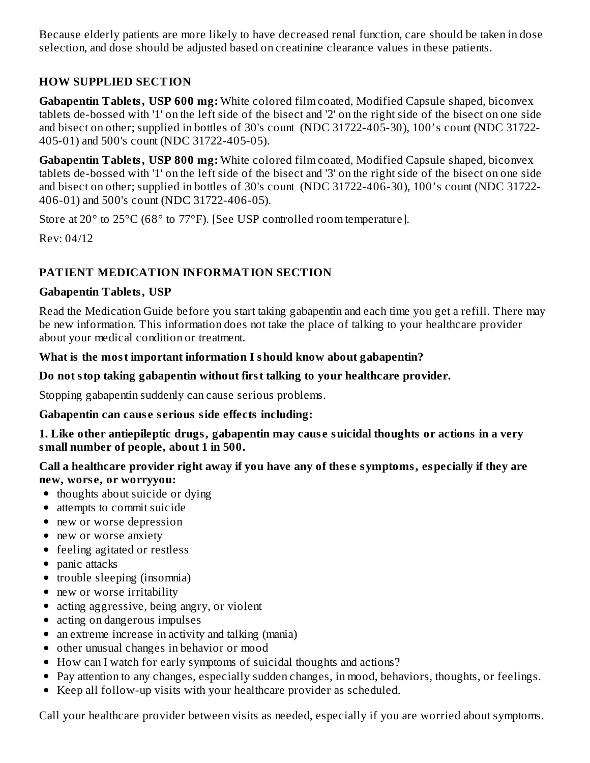Because elderly patients are more likely to have decreased renal function, care should be taken in dose selection, and dose should be adjusted based on creatinine clearance values in these patients.

## HOW SUPPLIED SECTION

**Gabapentin Tablets, USP 600 mg:** White colored film coated, Modified Capsule shaped, biconvex tablets de-bossed with '1' on the left side of the bisect and '2' on the right side of the bisect on one side and bisect on other; supplied in bottles of 30's count (NDC 31722-405-30), 100's count (NDC 31722-405-01) and 500's count (NDC 31722-405-05).

**Gabapentin Tablets, USP 800 mg:** White colored film coated, Modified Capsule shaped, biconvex tablets de-bossed with '1' on the left side of the bisect and '3' on the right side of the bisect on one side and bisect on other; supplied in bottles of 30's count (NDC 31722-406-30), 100's count (NDC 31722-406-01) and 500's count (NDC 31722-406-05).

Store at 20° to 25°C (68° to 77°F). [See USP controlled room temperature].

Rev: 04/12

## PATIENT MEDICATION INFORMATION SECTION

**Gabapentin Tablets, USP**

Read the Medication Guide before you start taking gabapentin and each time you get a refill. There may be new information. This information does not take the place of talking to your healthcare provider about your medical condition or treatment.

**What is the most important information I should know about gabapentin?**

**Do not stop taking gabapentin without first talking to your healthcare provider.**

Stopping gabapentin suddenly can cause serious problems.

**Gabapentin can cause serious side effects including:**

**1. Like other antiepileptic drugs, gabapentin may cause suicidal thoughts or actions in a very small number of people, about 1 in 500.**

**Call a healthcare provider right away if you have any of these symptoms, especially if they are new, worse, or worryyou:**

- thoughts about suicide or dying
- attempts to commit suicide
- new or worse depression
- new or worse anxiety
- feeling agitated or restless
- panic attacks
- trouble sleeping (insomnia)
- new or worse irritability
- acting aggressive, being angry, or violent
- acting on dangerous impulses
- an extreme increase in activity and talking (mania)
- other unusual changes in behavior or mood
- How can I watch for early symptoms of suicidal thoughts and actions?
- Pay attention to any changes, especially sudden changes, in mood, behaviors, thoughts, or feelings.
- Keep all follow-up visits with your healthcare provider as scheduled.

Call your healthcare provider between visits as needed, especially if you are worried about symptoms.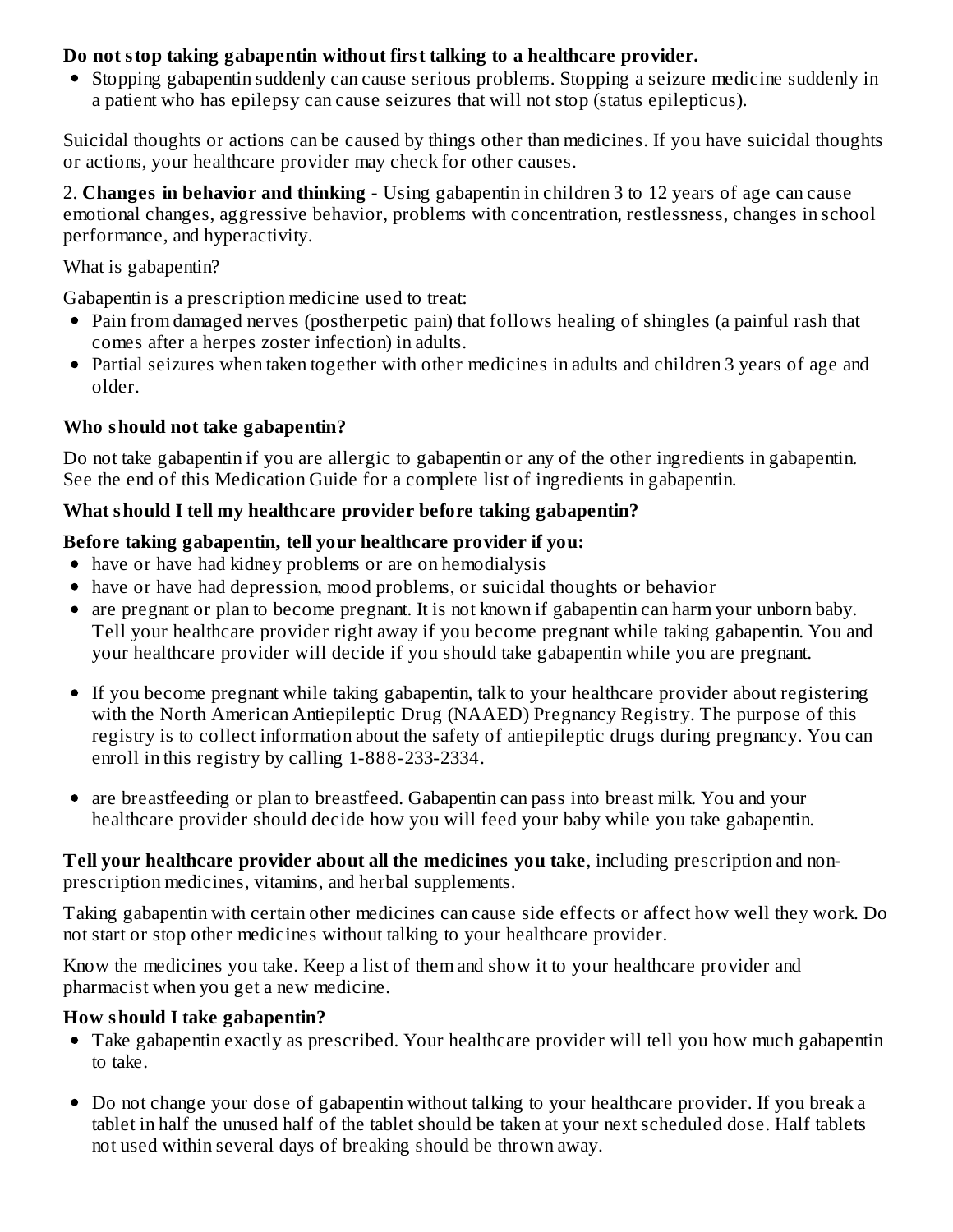**Do not stop taking gabapentin without first talking to a healthcare provider.**

- Stopping gabapentin suddenly can cause serious problems. Stopping a seizure medicine suddenly in a patient who has epilepsy can cause seizures that will not stop (status epilepticus).

Suicidal thoughts or actions can be caused by things other than medicines. If you have suicidal thoughts or actions, your healthcare provider may check for other causes.

2. **Changes in behavior and thinking** - Using gabapentin in children 3 to 12 years of age can cause emotional changes, aggressive behavior, problems with concentration, restlessness, changes in school performance, and hyperactivity.

What is gabapentin?

Gabapentin is a prescription medicine used to treat:

- Pain from damaged nerves (postherpetic pain) that follows healing of shingles (a painful rash that comes after a herpes zoster infection) in adults.
- Partial seizures when taken together with other medicines in adults and children 3 years of age and older.

**Who should not take gabapentin?**

Do not take gabapentin if you are allergic to gabapentin or any of the other ingredients in gabapentin. See the end of this Medication Guide for a complete list of ingredients in gabapentin.

**What should I tell my healthcare provider before taking gabapentin?**

**Before taking gabapentin, tell your healthcare provider if you:**

- have or have had kidney problems or are on hemodialysis
- have or have had depression, mood problems, or suicidal thoughts or behavior
- are pregnant or plan to become pregnant. It is not known if gabapentin can harm your unborn baby. Tell your healthcare provider right away if you become pregnant while taking gabapentin. You and your healthcare provider will decide if you should take gabapentin while you are pregnant.
- If you become pregnant while taking gabapentin, talk to your healthcare provider about registering with the North American Antiepileptic Drug (NAAED) Pregnancy Registry. The purpose of this registry is to collect information about the safety of antiepileptic drugs during pregnancy. You can enroll in this registry by calling 1-888-233-2334.
- are breastfeeding or plan to breastfeed. Gabapentin can pass into breast milk. You and your healthcare provider should decide how you will feed your baby while you take gabapentin.

**Tell your healthcare provider about all the medicines you take**, including prescription and non-prescription medicines, vitamins, and herbal supplements.

Taking gabapentin with certain other medicines can cause side effects or affect how well they work. Do not start or stop other medicines without talking to your healthcare provider.

Know the medicines you take. Keep a list of them and show it to your healthcare provider and pharmacist when you get a new medicine.

**How should I take gabapentin?**

- Take gabapentin exactly as prescribed. Your healthcare provider will tell you how much gabapentin to take.
- Do not change your dose of gabapentin without talking to your healthcare provider. If you break a tablet in half the unused half of the tablet should be taken at your next scheduled dose. Half tablets not used within several days of breaking should be thrown away.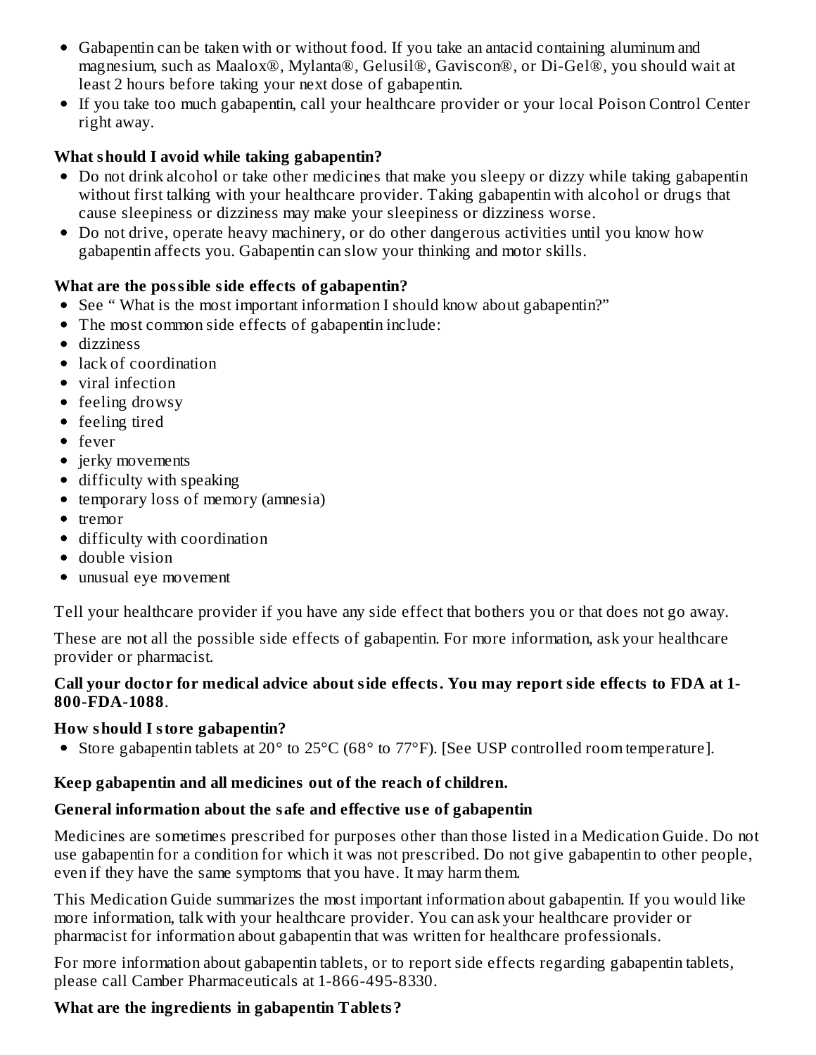- Gabapentin can be taken with or without food. If you take an antacid containing aluminum and magnesium, such as Maalox®, Mylanta®, Gelusil®, Gaviscon®, or Di-Gel®, you should wait at least 2 hours before taking your next dose of gabapentin.
- If you take too much gabapentin, call your healthcare provider or your local Poison Control Center right away.

**What should I avoid while taking gabapentin?**

- Do not drink alcohol or take other medicines that make you sleepy or dizzy while taking gabapentin without first talking with your healthcare provider. Taking gabapentin with alcohol or drugs that cause sleepiness or dizziness may make your sleepiness or dizziness worse.
- Do not drive, operate heavy machinery, or do other dangerous activities until you know how gabapentin affects you. Gabapentin can slow your thinking and motor skills.

**What are the possible side effects of gabapentin?**

- See " What is the most important information I should know about gabapentin?"
- The most common side effects of gabapentin include:
- dizziness
- lack of coordination
- viral infection
- feeling drowsy
- feeling tired
- fever
- jerky movements
- difficulty with speaking
- temporary loss of memory (amnesia)
- tremor
- difficulty with coordination
- double vision
- unusual eye movement

Tell your healthcare provider if you have any side effect that bothers you or that does not go away.

These are not all the possible side effects of gabapentin. For more information, ask your healthcare provider or pharmacist.

**Call your doctor for medical advice about side effects. You may report side effects to FDA at 1-800-FDA-1088**.

**How should I store gabapentin?**

- Store gabapentin tablets at 20° to 25°C (68° to 77°F). [See USP controlled room temperature].

**Keep gabapentin and all medicines out of the reach of children.**

**General information about the safe and effective use of gabapentin**

Medicines are sometimes prescribed for purposes other than those listed in a Medication Guide. Do not use gabapentin for a condition for which it was not prescribed. Do not give gabapentin to other people, even if they have the same symptoms that you have. It may harm them.

This Medication Guide summarizes the most important information about gabapentin. If you would like more information, talk with your healthcare provider. You can ask your healthcare provider or pharmacist for information about gabapentin that was written for healthcare professionals.

For more information about gabapentin tablets, or to report side effects regarding gabapentin tablets, please call Camber Pharmaceuticals at 1-866-495-8330.

**What are the ingredients in gabapentin Tablets?**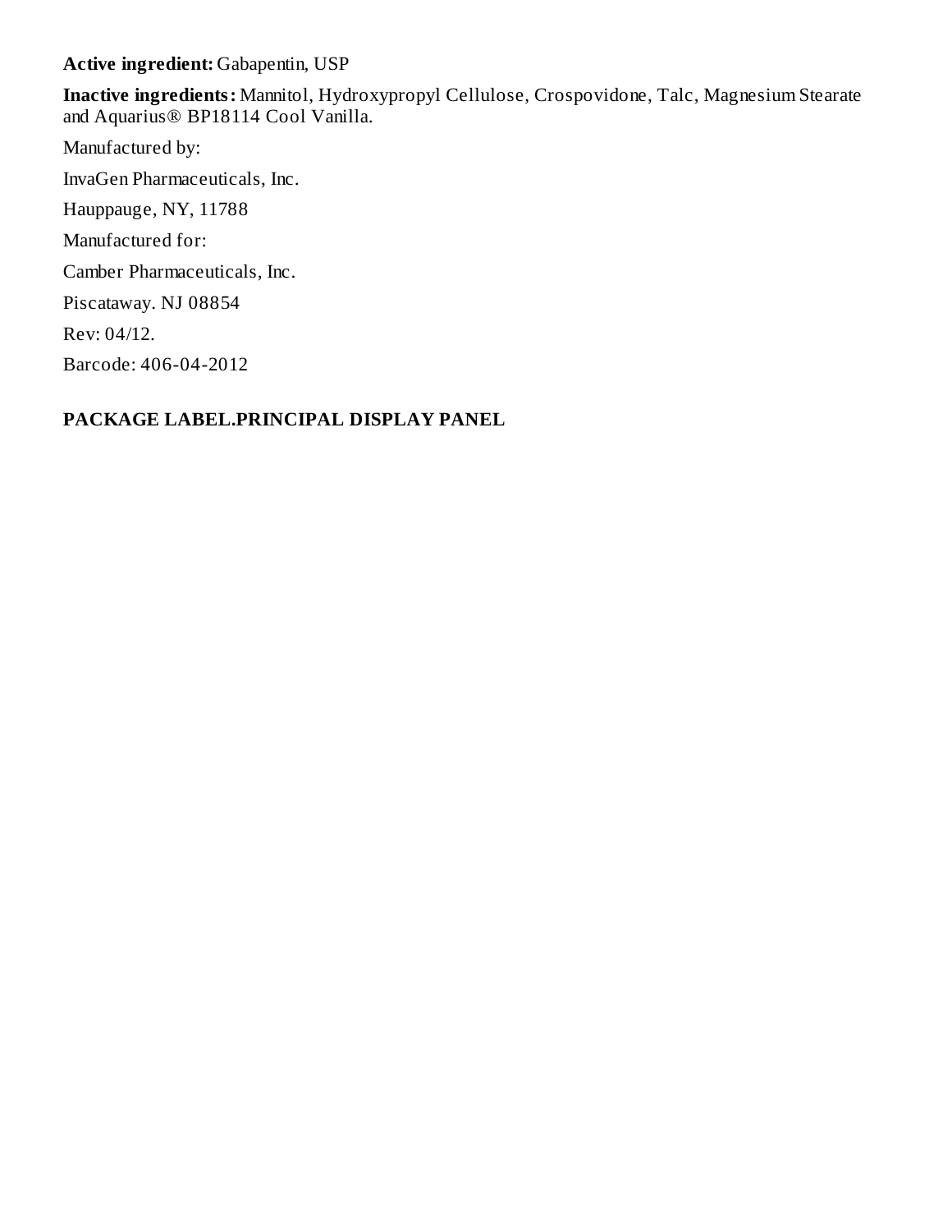**Active ingredient:** Gabapentin, USP

**Inactive ingredients:** Mannitol, Hydroxypropyl Cellulose, Crospovidone, Talc, Magnesium Stearate and Aquarius® BP18114 Cool Vanilla.

Manufactured by:

InvaGen Pharmaceuticals, Inc.

Hauppauge, NY, 11788

Manufactured for:

Camber Pharmaceuticals, Inc.

Piscataway. NJ 08854

Rev: 04/12.

Barcode: 406-04-2012

**PACKAGE LABEL.PRINCIPAL DISPLAY PANEL**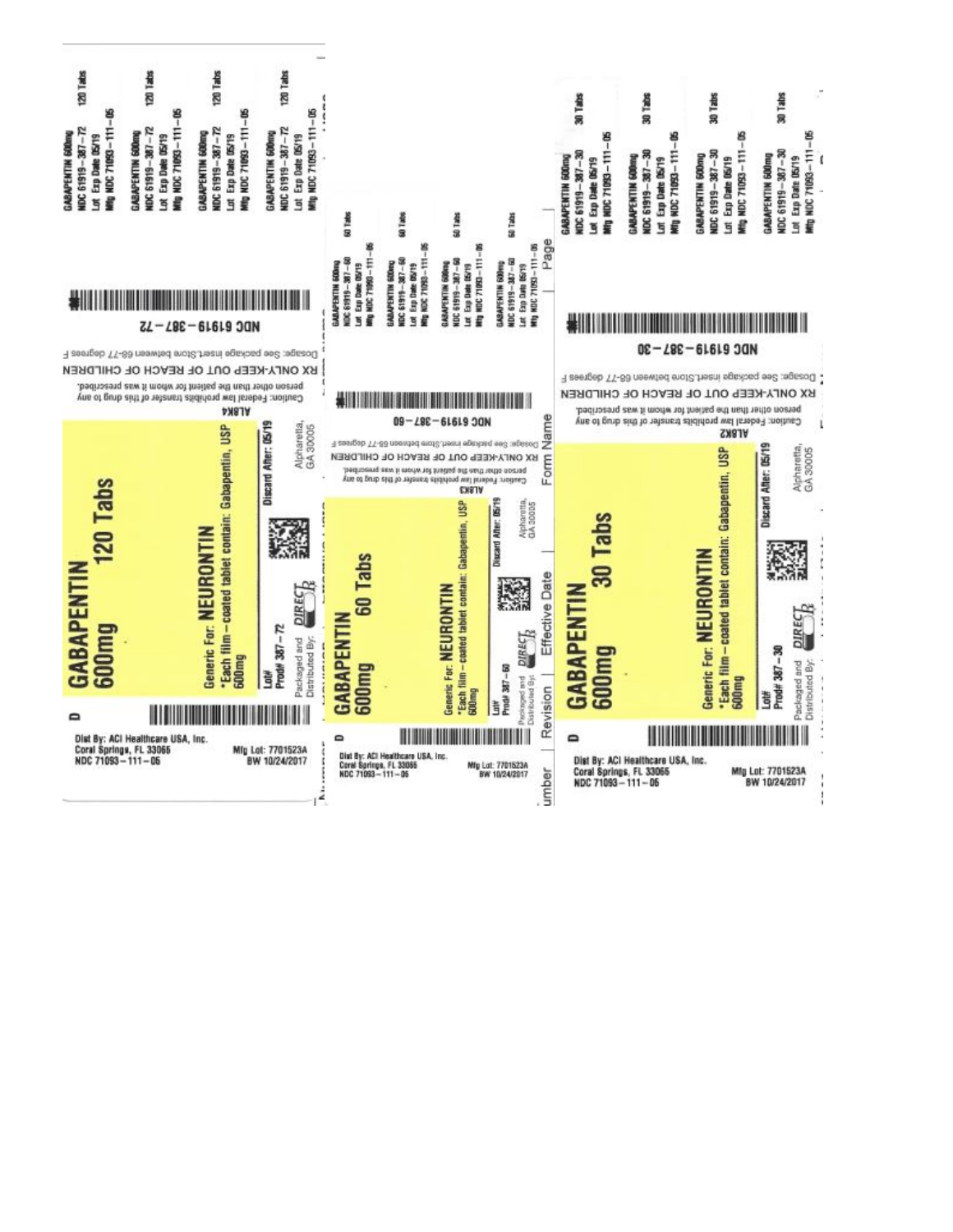## GABAPENTIN 600mg 120 Tabs

Generic For: **NEURONTIN**

*Each film – coated tablet contain: Gabapentin, USP 600mg

Lot#
Prod# 387 – 72

Discard After: 05/19

Packaged and Distributed By: DIRECT Rx

Alpharetta, GA 30005

ALBK4

Caution: Federal law prohibits transfer of this drug to any person other than the patient for whom it was prescribed.

RX ONLY-KEEP OUT OF REACH OF CHILDREN

Dosage: See package insert.Store between 68-77 degrees F

NDC 61919 – 387 – 72

D

Dist By: ACI Healthcare USA, Inc.
Coral Springs, FL 33066
NDC 71093 – 111 – 05

Mfg Lot: 7701523A
BW 10/24/2017

GABAPENTIN 600mg 120 Tabs
NDC 61919 – 387 – 72
Lot Exp Date 05/19
Mfg NDC 71093 – 111 – 05

GABAPENTIN 600mg 120 Tabs
NDC 61919 – 387 – 72
Lot Exp Date 05/19
Mfg NDC 71093 – 111 – 05

GABAPENTIN 600mg 120 Tabs
NDC 61919 – 387 – 72
Lot Exp Date 05/19
Mfg NDC 71093 – 111 – 05

GABAPENTIN 600mg 120 Tabs
NDC 61919 – 387 – 72
Lot Exp Date 05/19
Mfg NDC 71093 – 111 – 05

---

## GABAPENTIN 600mg 60 Tabs

Generic For: **NEURONTIN**

*Each film – coated tablet contain: Gabapentin, USP 600mg

Lot#
Prod# 387 – 60

Discard After: 05/19

Packaged and Distributed By: DIRECT Rx

Alpharetta, GA 30005

ALBK3

Caution: Federal law prohibits transfer of this drug to any person other than the patient for whom it was prescribed.

RX ONLY-KEEP OUT OF REACH OF CHILDREN

Dosage: See package insert.Store between 68-77 degrees F

NDC 61919 – 387 – 60

D

Dist By: ACI Healthcare USA, Inc.
Coral Springs, FL 33066
NDC 71093 – 111 – 05

Mfg Lot: 7701523A
BW 10/24/2017

GABAPENTIN 600mg 60 Tabs
NDC 61919 – 387 – 60
Lot Exp Date 05/19
Mfg NDC 71093 – 111 – 05

GABAPENTIN 600mg 60 Tabs
NDC 61919 – 387 – 60
Lot Exp Date 05/19
Mfg NDC 71093 – 111 – 05

GABAPENTIN 600mg 60 Tabs
NDC 61919 – 387 – 60
Lot Exp Date 05/19
Mfg NDC 71093 – 111 – 05

GABAPENTIN 600mg 60 Tabs
NDC 61919 – 387 – 60
Lot Exp Date 05/19
Mfg NDC 71093 – 111 – 05

| Number | Revision | Effective Date | Form Name | Page |
|---|---|---|---|---|

---

## GABAPENTIN 600mg 30 Tabs

Generic For: **NEURONTIN**

*Each film – coated tablet contain: Gabapentin, USP 600mg

Lot#
Prod# 387 – 30

Discard After: 05/19

Packaged and Distributed By: DIRECT Rx

Alpharetta, GA 30005

ALBK2

Caution: Federal law prohibits transfer of this drug to any person other than the patient for whom it was prescribed.

RX ONLY-KEEP OUT OF REACH OF CHILDREN

Dosage: See package insert.Store between 68-77 degrees F

NDC 61919 – 387 – 30

D

Dist By: ACI Healthcare USA, Inc.
Coral Springs, FL 33066
NDC 71093 – 111 – 05

Mfg Lot: 7701523A
BW 10/24/2017

GABAPENTIN 600mg 30 Tabs
NDC 61919 – 387 – 30
Lot Exp Date 05/19
Mfg NDC 71093 – 111 – 05

GABAPENTIN 600mg 30 Tabs
NDC 61919 – 387 – 30
Lot Exp Date 05/19
Mfg NDC 71093 – 111 – 05

GABAPENTIN 600mg 30 Tabs
NDC 61919 – 387 – 30
Lot Exp Date 05/19
Mfg NDC 71093 – 111 – 05

GABAPENTIN 600mg 30 Tabs
NDC 61919 – 387 – 30
Lot Exp Date 05/19
Mfg NDC 71093 – 111 – 05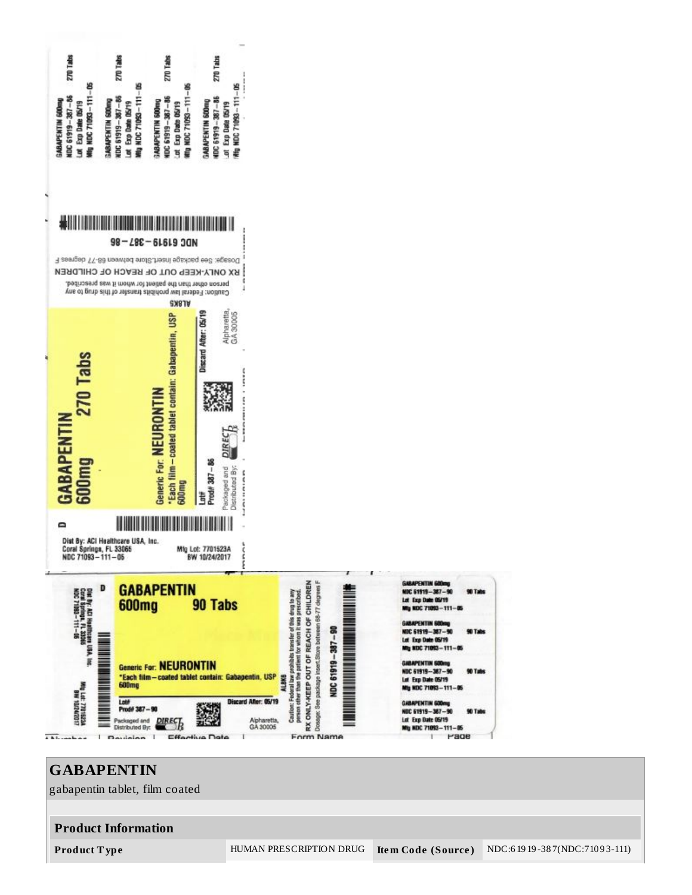GABAPENTIN 600mg
NDC 61919-387-86
Lot Exp Date 05/19
Mfg NDC 71093-111-05
270 Tabs

GABAPENTIN 600mg
NDC 61919-387-86
Lot Exp Date 05/19
Mfg NDC 71093-111-05
270 Tabs

GABAPENTIN 600mg
NDC 61919-387-86
Lot Exp Date 05/19
Mfg NDC 71093-111-05
270 Tabs

GABAPENTIN 600mg
NDC 61919-387-86
Lot Exp Date 05/19
Mfg NDC 71093-111-05
270 Tabs

NDC 61919-387-86

Dosage: See package insert. Store between 68-77 degrees F

RX ONLY-KEEP OUT OF REACH OF CHILDREN

Caution: Federal law prohibits transfer of this drug to any person other than the patient for whom it was prescribed.

ALBKS

**GABAPENTIN 600mg 270 Tabs**

**Generic For: NEURONTIN**

*Each film-coated tablet contain: Gabapentin, USP 600mg

Lot#
Prod# 387-86

Discard After: 05/19

Packaged and Distributed By: DIRECT Rx
Alpharetta, GA 30005

D

Dist By: ACI Healthcare USA, Inc.
Coral Springs, FL 33065
NDC 71093-111-05

Mfg Lot: 7701523A
BW 10/24/2017

NDC 71093-111-05
Dist By: ACI Healthcare USA, Inc.
Coral Springs, FL 33065
Mfg Lot: 7701523A
BW 10/24/2017

D

**GABAPENTIN 600mg 90 Tabs**

**Generic For: NEURONTIN**

*Each film-coated tablet contain: Gabapentin, USP 600mg

Lot#
Prod# 387-90

Packaged and Distributed By: DIRECT Rx

Discard After: 05/19

Alpharetta, GA 30005

ALBKS

Caution: Federal law prohibits transfer of this drug to any person other than the patient for whom it was prescribed.

RX ONLY-KEEP OUT OF REACH OF CHILDREN

Dosage: See package insert. Store between 68-77 degrees F

NDC 61919-387-90

GABAPENTIN 600mg
NDC 61919-387-90
Lot Exp Date 05/19
Mfg NDC 71093-111-05
90 Tabs

GABAPENTIN 600mg
NDC 61919-387-90
Lot Exp Date 05/19
Mfg NDC 71093-111-05
90 Tabs

GABAPENTIN 600mg
NDC 61919-387-90
Lot Exp Date 05/19
Mfg NDC 71093-111-05
90 Tabs

GABAPENTIN 600mg
NDC 61919-387-90
Lot Exp Date 05/19
Mfg NDC 71093-111-05
90 Tabs

## GABAPENTIN

gabapentin tablet, film coated

| Product Information | | | |
|---|---|---|---|
| **Product Type** | HUMAN PRESCRIPTION DRUG | **Item Code (Source)** | NDC:61919-387(NDC:71093-111) |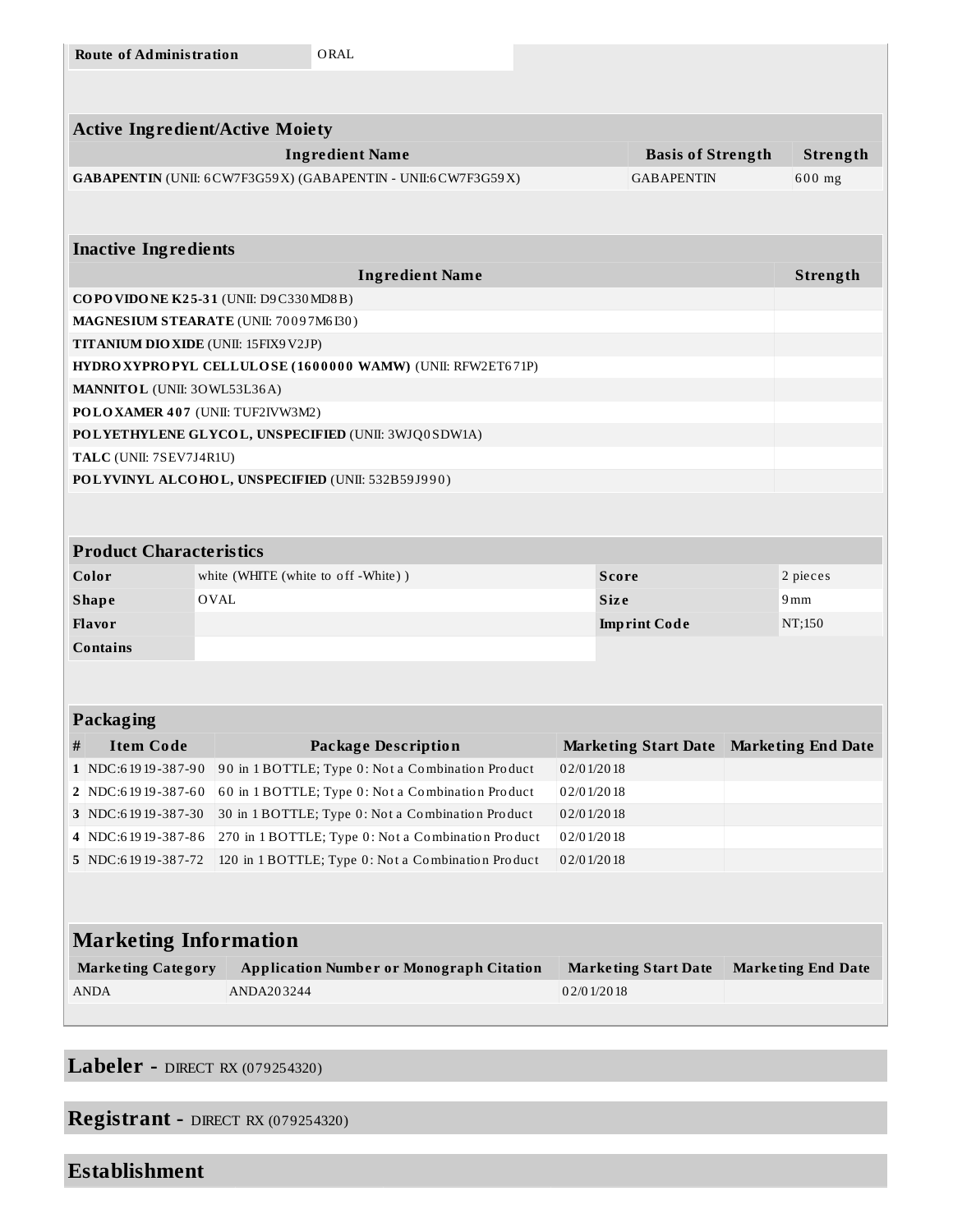| Route of Administration | ORAL |
| --- | --- |

| Active Ingredient/Active Moiety | | |
| --- | --- | --- |
| **Ingredient Name** | **Basis of Strength** | **Strength** |
| **GABAPENTIN** (UNII: 6CW7F3G59X) (GABAPENTIN - UNII:6CW7F3G59X) | GABAPENTIN | 600 mg |

| Inactive Ingredients | |
| --- | --- |
| **Ingredient Name** | **Strength** |
| **COPOVIDONE K25-31** (UNII: D9C330MD8B) | |
| **MAGNESIUM STEARATE** (UNII: 70097M6I30) | |
| **TITANIUM DIOXIDE** (UNII: 15FIX9V2JP) | |
| **HYDROXYPROPYL CELLULOSE (1600000 WAMW)** (UNII: RFW2ET671P) | |
| **MANNITOL** (UNII: 3OWL53L36A) | |
| **POLOXAMER 407** (UNII: TUF2IVW3M2) | |
| **POLYETHYLENE GLYCOL, UNSPECIFIED** (UNII: 3WJQ0SDW1A) | |
| **TALC** (UNII: 7SEV7J4R1U) | |
| **POLYVINYL ALCOHOL, UNSPECIFIED** (UNII: 532B59J990) | |

| Product Characteristics | | | |
| --- | --- | --- | --- |
| **Color** | white (WHITE (white to off -White) ) | **Score** | 2 pieces |
| **Shape** | OVAL | **Size** | 9mm |
| **Flavor** | | **Imprint Code** | NT;150 |
| **Contains** | | | |

| Packaging | | | | |
| --- | --- | --- | --- | --- |
| **#** | **Item Code** | **Package Description** | **Marketing Start Date** | **Marketing End Date** |
| **1** | NDC:61919-387-90 | 90 in 1 BOTTLE; Type 0: Not a Combination Product | 02/01/2018 | |
| **2** | NDC:61919-387-60 | 60 in 1 BOTTLE; Type 0: Not a Combination Product | 02/01/2018 | |
| **3** | NDC:61919-387-30 | 30 in 1 BOTTLE; Type 0: Not a Combination Product | 02/01/2018 | |
| **4** | NDC:61919-387-86 | 270 in 1 BOTTLE; Type 0: Not a Combination Product | 02/01/2018 | |
| **5** | NDC:61919-387-72 | 120 in 1 BOTTLE; Type 0: Not a Combination Product | 02/01/2018 | |

| Marketing Information | | | |
| --- | --- | --- | --- |
| **Marketing Category** | **Application Number or Monograph Citation** | **Marketing Start Date** | **Marketing End Date** |
| ANDA | ANDA203244 | 02/01/2018 | |

## Labeler - DIRECT RX (079254320)

## Registrant - DIRECT RX (079254320)

## Establishment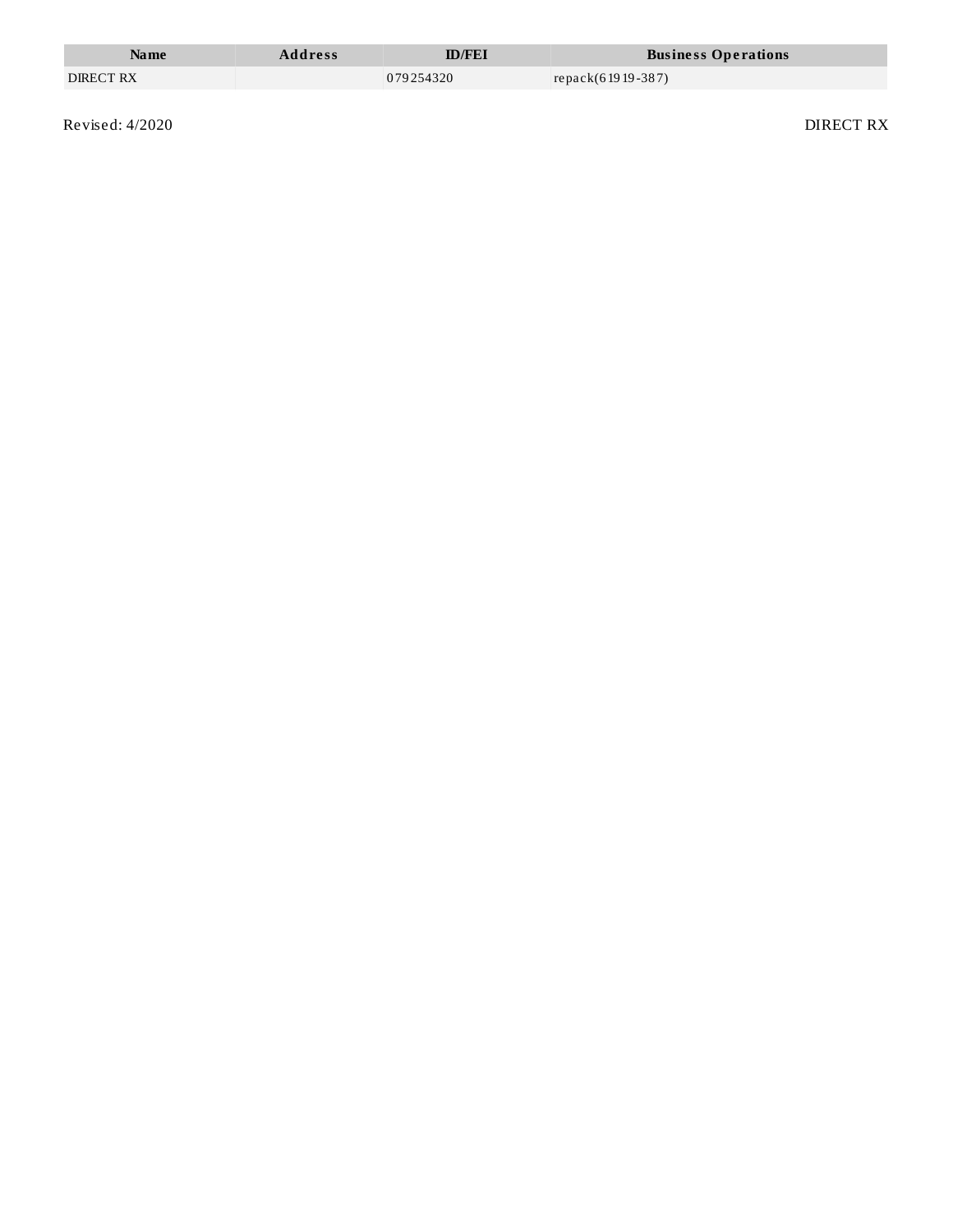| Name | Address | ID/FEI | Business Operations |
| --- | --- | --- | --- |
| DIRECT RX | | 079254320 | repack(61919-387) |

Revised: 4/2020

DIRECT RX